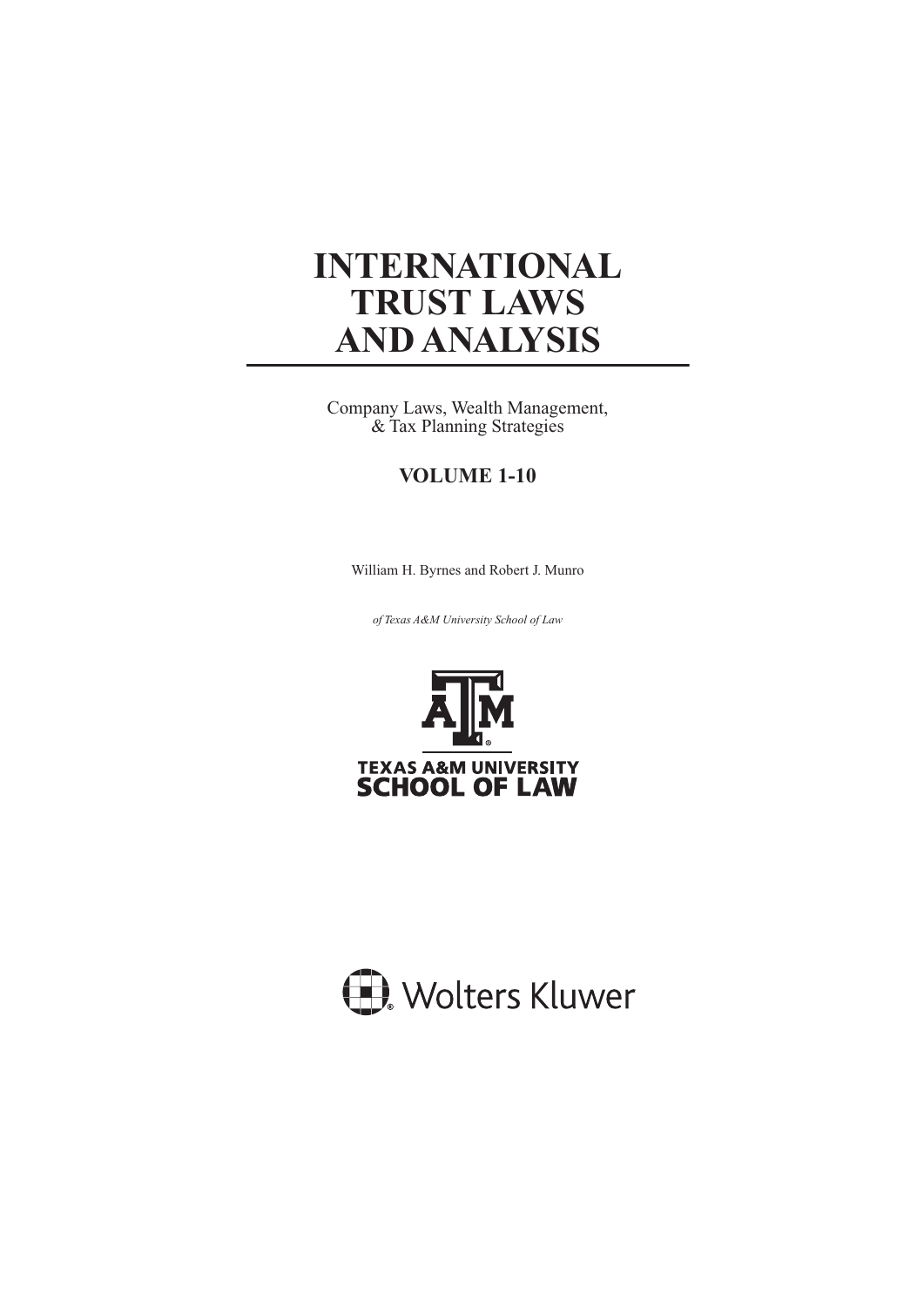# INTERNATIONAL TRUST LAWS AND ANALYSIS

Company Laws, Wealth Management, & Tax Planning Strategies

**VOLUME 1-10**

William H. Byrnes and Robert J. Munro

*of Texas A&M University School of Law*

TEXAS A&M UNIVERSITY
SCHOOL OF LAW

Wolters Kluwer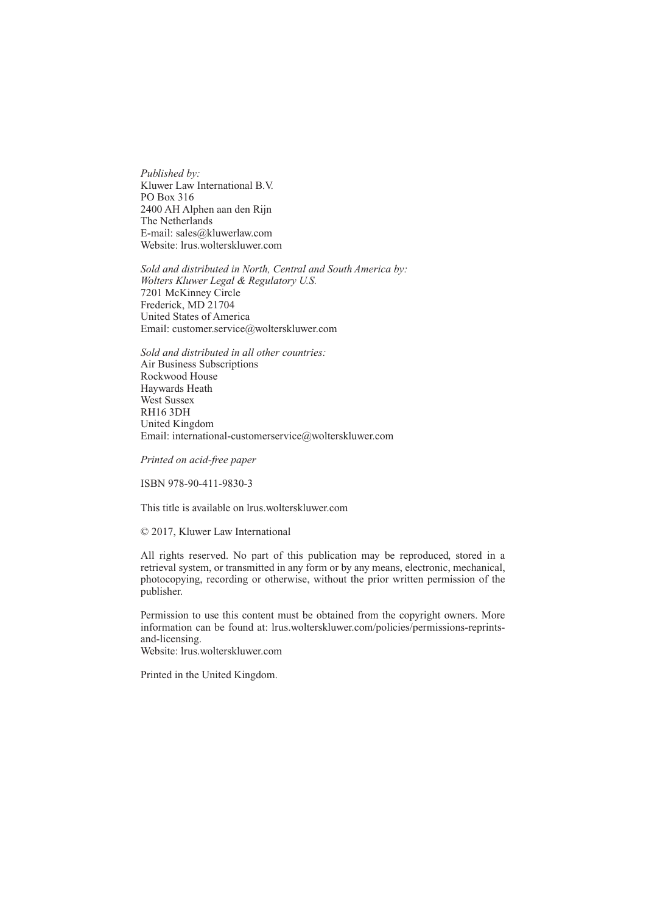*Published by:*
Kluwer Law International B.V.
PO Box 316
2400 AH Alphen aan den Rijn
The Netherlands
E-mail: sales@kluwerlaw.com
Website: lrus.wolterskluwer.com

*Sold and distributed in North, Central and South America by:*
*Wolters Kluwer Legal & Regulatory U.S.*
7201 McKinney Circle
Frederick, MD 21704
United States of America
Email: customer.service@wolterskluwer.com

*Sold and distributed in all other countries:*
Air Business Subscriptions
Rockwood House
Haywards Heath
West Sussex
RH16 3DH
United Kingdom
Email: international-customerservice@wolterskluwer.com

*Printed on acid-free paper*

ISBN 978-90-411-9830-3

This title is available on lrus.wolterskluwer.com

© 2017, Kluwer Law International

All rights reserved. No part of this publication may be reproduced, stored in a retrieval system, or transmitted in any form or by any means, electronic, mechanical, photocopying, recording or otherwise, without the prior written permission of the publisher.

Permission to use this content must be obtained from the copyright owners. More information can be found at: lrus.wolterskluwer.com/policies/permissions-reprints-and-licensing.
Website: lrus.wolterskluwer.com

Printed in the United Kingdom.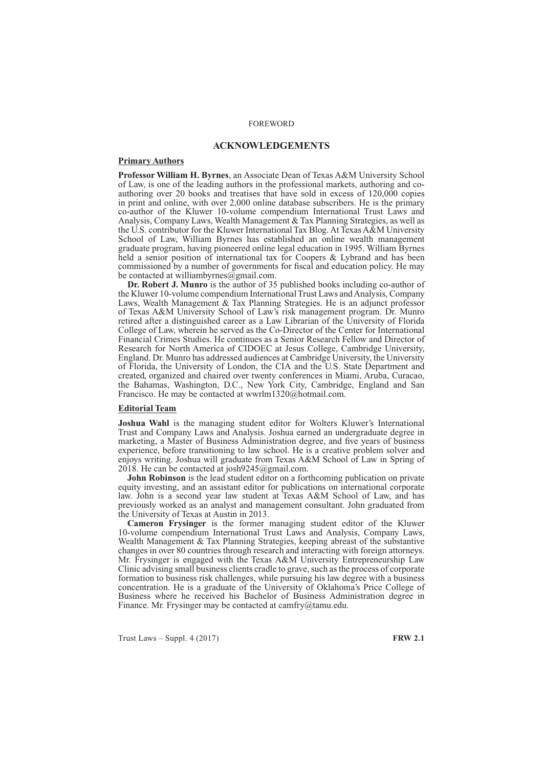# ACKNOWLEDGEMENTS

## Primary Authors

**Professor William H. Byrnes**, an Associate Dean of Texas A&M University School of Law, is one of the leading authors in the professional markets, authoring and co-authoring over 20 books and treatises that have sold in excess of 120,000 copies in print and online, with over 2,000 online database subscribers. He is the primary co-author of the Kluwer 10-volume compendium International Trust Laws and Analysis, Company Laws, Wealth Management & Tax Planning Strategies, as well as the U.S. contributor for the Kluwer International Tax Blog. At Texas A&M University School of Law, William Byrnes has established an online wealth management graduate program, having pioneered online legal education in 1995. William Byrnes held a senior position of international tax for Coopers & Lybrand and has been commissioned by a number of governments for fiscal and education policy. He may be contacted at williambyrnes@gmail.com.

**Dr. Robert J. Munro** is the author of 35 published books including co-author of the Kluwer 10-volume compendium International Trust Laws and Analysis, Company Laws, Wealth Management & Tax Planning Strategies. He is an adjunct professor of Texas A&M University School of Law's risk management program. Dr. Munro retired after a distinguished career as a Law Librarian of the University of Florida College of Law, wherein he served as the Co-Director of the Center for International Financial Crimes Studies. He continues as a Senior Research Fellow and Director of Research for North America of CIDOEC at Jesus College, Cambridge University, England. Dr. Munro has addressed audiences at Cambridge University, the University of Florida, the University of London, the CIA and the U.S. State Department and created, organized and chaired over twenty conferences in Miami, Aruba, Curacao, the Bahamas, Washington, D.C., New York City, Cambridge, England and San Francisco. He may be contacted at wwrlm1320@hotmail.com.

## Editorial Team

**Joshua Wahl** is the managing student editor for Wolters Kluwer's International Trust and Company Laws and Analysis. Joshua earned an undergraduate degree in marketing, a Master of Business Administration degree, and five years of business experience, before transitioning to law school. He is a creative problem solver and enjoys writing. Joshua will graduate from Texas A&M School of Law in Spring of 2018. He can be contacted at josh9245@gmail.com.

**John Robinson** is the lead student editor on a forthcoming publication on private equity investing, and an assistant editor for publications on international corporate law. John is a second year law student at Texas A&M School of Law, and has previously worked as an analyst and management consultant. John graduated from the University of Texas at Austin in 2013.

**Cameron Frysinger** is the former managing student editor of the Kluwer 10-volume compendium International Trust Laws and Analysis, Company Laws, Wealth Management & Tax Planning Strategies, keeping abreast of the substantive changes in over 80 countries through research and interacting with foreign attorneys. Mr. Frysinger is engaged with the Texas A&M University Entrepreneurship Law Clinic advising small business clients cradle to grave, such as the process of corporate formation to business risk challenges, while pursuing his law degree with a business concentration. He is a graduate of the University of Oklahoma's Price College of Business where he received his Bachelor of Business Administration degree in Finance. Mr. Frysinger may be contacted at camfry@tamu.edu.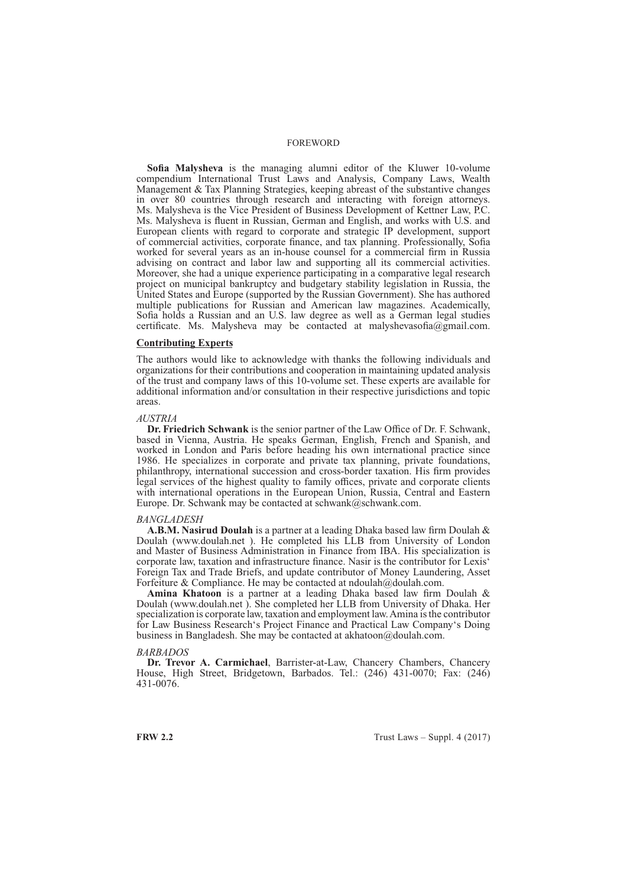**Sofia Malysheva** is the managing alumni editor of the Kluwer 10-volume compendium International Trust Laws and Analysis, Company Laws, Wealth Management & Tax Planning Strategies, keeping abreast of the substantive changes in over 80 countries through research and interacting with foreign attorneys. Ms. Malysheva is the Vice President of Business Development of Kettner Law, P.C. Ms. Malysheva is fluent in Russian, German and English, and works with U.S. and European clients with regard to corporate and strategic IP development, support of commercial activities, corporate finance, and tax planning. Professionally, Sofia worked for several years as an in-house counsel for a commercial firm in Russia advising on contract and labor law and supporting all its commercial activities. Moreover, she had a unique experience participating in a comparative legal research project on municipal bankruptcy and budgetary stability legislation in Russia, the United States and Europe (supported by the Russian Government). She has authored multiple publications for Russian and American law magazines. Academically, Sofia holds a Russian and an U.S. law degree as well as a German legal studies certificate. Ms. Malysheva may be contacted at malyshevasofia@gmail.com.

## Contributing Experts

The authors would like to acknowledge with thanks the following individuals and organizations for their contributions and cooperation in maintaining updated analysis of the trust and company laws of this 10-volume set. These experts are available for additional information and/or consultation in their respective jurisdictions and topic areas.

*AUSTRIA*

**Dr. Friedrich Schwank** is the senior partner of the Law Office of Dr. F. Schwank, based in Vienna, Austria. He speaks German, English, French and Spanish, and worked in London and Paris before heading his own international practice since 1986. He specializes in corporate and private tax planning, private foundations, philanthropy, international succession and cross-border taxation. His firm provides legal services of the highest quality to family offices, private and corporate clients with international operations in the European Union, Russia, Central and Eastern Europe. Dr. Schwank may be contacted at schwank@schwank.com.

*BANGLADESH*

**A.B.M. Nasirud Doulah** is a partner at a leading Dhaka based law firm Doulah & Doulah (www.doulah.net ). He completed his LLB from University of London and Master of Business Administration in Finance from IBA. His specialization is corporate law, taxation and infrastructure finance. Nasir is the contributor for Lexis‘ Foreign Tax and Trade Briefs, and update contributor of Money Laundering, Asset Forfeiture & Compliance. He may be contacted at ndoulah@doulah.com.

**Amina Khatoon** is a partner at a leading Dhaka based law firm Doulah & Doulah (www.doulah.net ). She completed her LLB from University of Dhaka. Her specialization is corporate law, taxation and employment law. Amina is the contributor for Law Business Research‘s Project Finance and Practical Law Company‘s Doing business in Bangladesh. She may be contacted at akhatoon@doulah.com.

*BARBADOS*

**Dr. Trevor A. Carmichael**, Barrister-at-Law, Chancery Chambers, Chancery House, High Street, Bridgetown, Barbados. Tel.: (246) 431-0070; Fax: (246) 431-0076.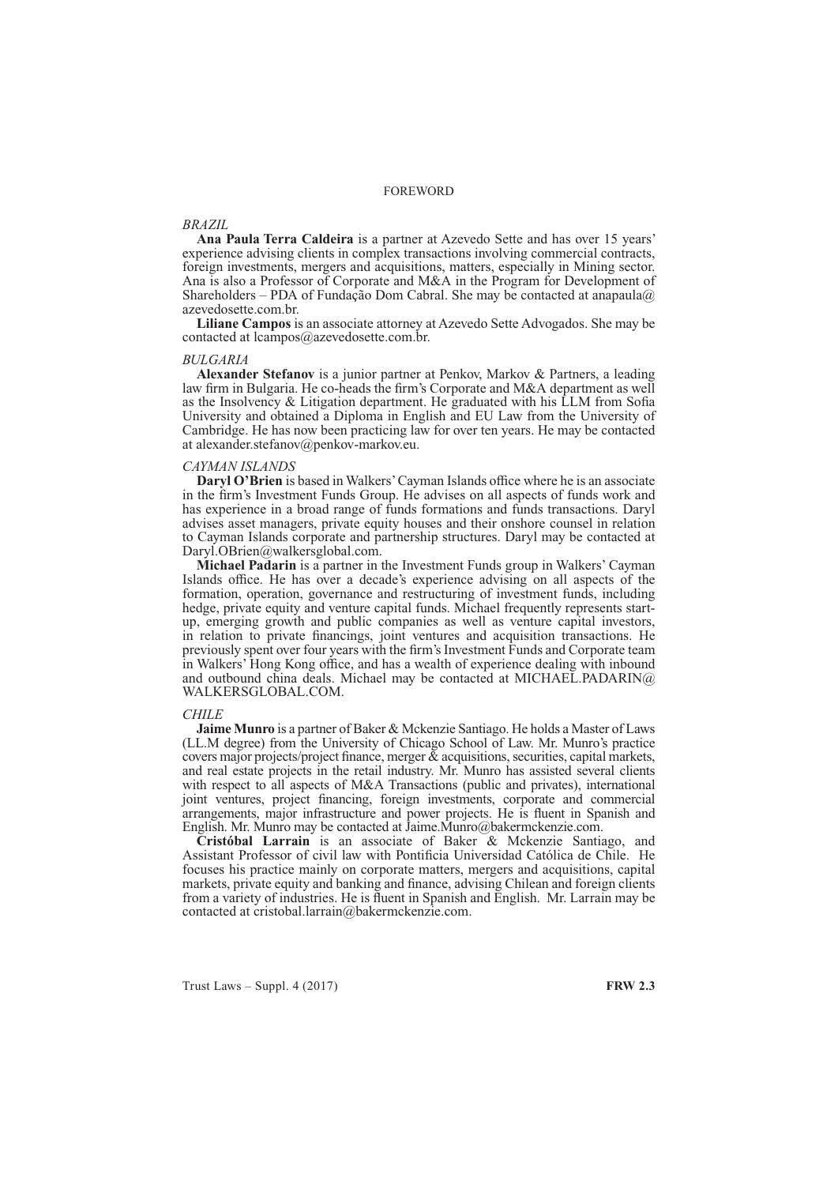## FOREWORD

*BRAZIL*

**Ana Paula Terra Caldeira** is a partner at Azevedo Sette and has over 15 years' experience advising clients in complex transactions involving commercial contracts, foreign investments, mergers and acquisitions, matters, especially in Mining sector. Ana is also a Professor of Corporate and M&A in the Program for Development of Shareholders – PDA of Fundação Dom Cabral. She may be contacted at anapaula@azevedosette.com.br.

**Liliane Campos** is an associate attorney at Azevedo Sette Advogados. She may be contacted at lcampos@azevedosette.com.br.

*BULGARIA*

**Alexander Stefanov** is a junior partner at Penkov, Markov & Partners, a leading law firm in Bulgaria. He co-heads the firm's Corporate and M&A department as well as the Insolvency & Litigation department. He graduated with his LLM from Sofia University and obtained a Diploma in English and EU Law from the University of Cambridge. He has now been practicing law for over ten years. He may be contacted at alexander.stefanov@penkov-markov.eu.

*CAYMAN ISLANDS*

**Daryl O'Brien** is based in Walkers' Cayman Islands office where he is an associate in the firm's Investment Funds Group. He advises on all aspects of funds work and has experience in a broad range of funds formations and funds transactions. Daryl advises asset managers, private equity houses and their onshore counsel in relation to Cayman Islands corporate and partnership structures. Daryl may be contacted at Daryl.OBrien@walkersglobal.com.

**Michael Padarin** is a partner in the Investment Funds group in Walkers' Cayman Islands office. He has over a decade's experience advising on all aspects of the formation, operation, governance and restructuring of investment funds, including hedge, private equity and venture capital funds. Michael frequently represents start-up, emerging growth and public companies as well as venture capital investors, in relation to private financings, joint ventures and acquisition transactions. He previously spent over four years with the firm's Investment Funds and Corporate team in Walkers' Hong Kong office, and has a wealth of experience dealing with inbound and outbound china deals. Michael may be contacted at MICHAEL.PADARIN@WALKERSGLOBAL.COM.

*CHILE*

**Jaime Munro** is a partner of Baker & Mckenzie Santiago. He holds a Master of Laws (LL.M degree) from the University of Chicago School of Law. Mr. Munro's practice covers major projects/project finance, merger & acquisitions, securities, capital markets, and real estate projects in the retail industry. Mr. Munro has assisted several clients with respect to all aspects of M&A Transactions (public and privates), international joint ventures, project financing, foreign investments, corporate and commercial arrangements, major infrastructure and power projects. He is fluent in Spanish and English. Mr. Munro may be contacted at Jaime.Munro@bakermckenzie.com.

**Cristóbal Larrain** is an associate of Baker & Mckenzie Santiago, and Assistant Professor of civil law with Pontificia Universidad Católica de Chile. He focuses his practice mainly on corporate matters, mergers and acquisitions, capital markets, private equity and banking and finance, advising Chilean and foreign clients from a variety of industries. He is fluent in Spanish and English. Mr. Larrain may be contacted at cristobal.larrain@bakermckenzie.com.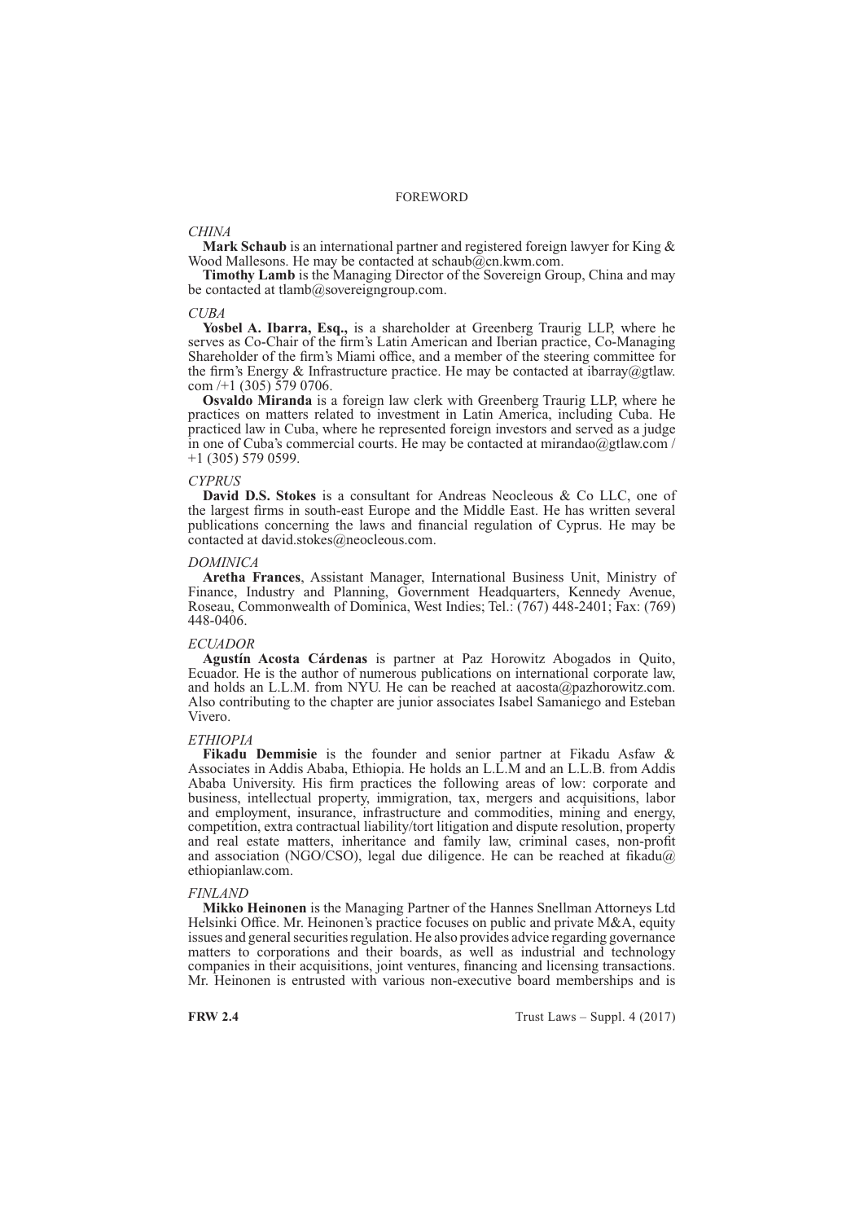## FOREWORD

*CHINA*

**Mark Schaub** is an international partner and registered foreign lawyer for King & Wood Mallesons. He may be contacted at schaub@cn.kwm.com.

**Timothy Lamb** is the Managing Director of the Sovereign Group, China and may be contacted at tlamb@sovereigngroup.com.

*CUBA*

**Yosbel A. Ibarra, Esq.,** is a shareholder at Greenberg Traurig LLP, where he serves as Co-Chair of the firm's Latin American and Iberian practice, Co-Managing Shareholder of the firm's Miami office, and a member of the steering committee for the firm's Energy & Infrastructure practice. He may be contacted at ibarray@gtlaw.com /+1 (305) 579 0706.

**Osvaldo Miranda** is a foreign law clerk with Greenberg Traurig LLP, where he practices on matters related to investment in Latin America, including Cuba. He practiced law in Cuba, where he represented foreign investors and served as a judge in one of Cuba's commercial courts. He may be contacted at mirandao@gtlaw.com / +1 (305) 579 0599.

*CYPRUS*

**David D.S. Stokes** is a consultant for Andreas Neocleous & Co LLC, one of the largest firms in south-east Europe and the Middle East. He has written several publications concerning the laws and financial regulation of Cyprus. He may be contacted at david.stokes@neocleous.com.

*DOMINICA*

**Aretha Frances**, Assistant Manager, International Business Unit, Ministry of Finance, Industry and Planning, Government Headquarters, Kennedy Avenue, Roseau, Commonwealth of Dominica, West Indies; Tel.: (767) 448-2401; Fax: (769) 448-0406.

*ECUADOR*

**Agustín Acosta Cárdenas** is partner at Paz Horowitz Abogados in Quito, Ecuador. He is the author of numerous publications on international corporate law, and holds an L.L.M. from NYU. He can be reached at aacosta@pazhorowitz.com. Also contributing to the chapter are junior associates Isabel Samaniego and Esteban Vivero.

*ETHIOPIA*

**Fikadu Demmisie** is the founder and senior partner at Fikadu Asfaw & Associates in Addis Ababa, Ethiopia. He holds an L.L.M and an L.L.B. from Addis Ababa University. His firm practices the following areas of low: corporate and business, intellectual property, immigration, tax, mergers and acquisitions, labor and employment, insurance, infrastructure and commodities, mining and energy, competition, extra contractual liability/tort litigation and dispute resolution, property and real estate matters, inheritance and family law, criminal cases, non-profit and association (NGO/CSO), legal due diligence. He can be reached at fikadu@ethiopianlaw.com.

*FINLAND*

**Mikko Heinonen** is the Managing Partner of the Hannes Snellman Attorneys Ltd Helsinki Office. Mr. Heinonen's practice focuses on public and private M&A, equity issues and general securities regulation. He also provides advice regarding governance matters to corporations and their boards, as well as industrial and technology companies in their acquisitions, joint ventures, financing and licensing transactions. Mr. Heinonen is entrusted with various non-executive board memberships and is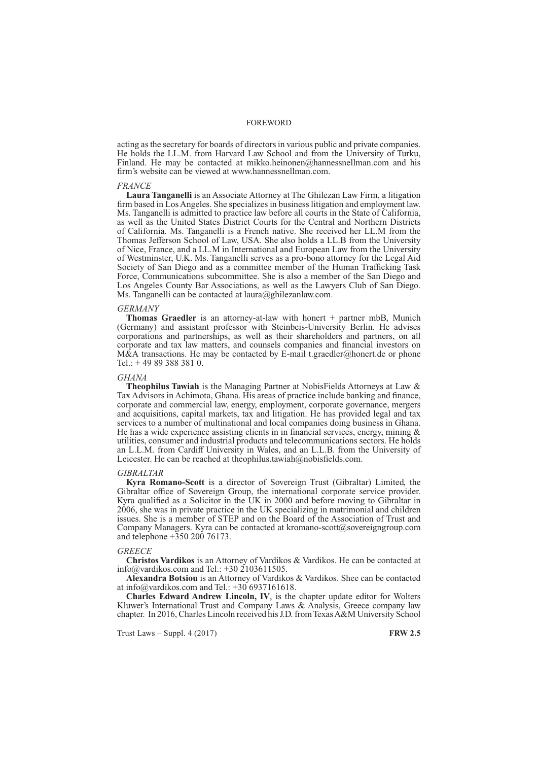acting as the secretary for boards of directors in various public and private companies. He holds the LL.M. from Harvard Law School and from the University of Turku, Finland. He may be contacted at mikko.heinonen@hannessnellman.com and his firm's website can be viewed at www.hannessnellman.com.

*FRANCE*

**Laura Tanganelli** is an Associate Attorney at The Ghilezan Law Firm, a litigation firm based in Los Angeles. She specializes in business litigation and employment law. Ms. Tanganelli is admitted to practice law before all courts in the State of California, as well as the United States District Courts for the Central and Northern Districts of California. Ms. Tanganelli is a French native. She received her LL.M from the Thomas Jefferson School of Law, USA. She also holds a LL.B from the University of Nice, France, and a LL.M in International and European Law from the University of Westminster, U.K. Ms. Tanganelli serves as a pro-bono attorney for the Legal Aid Society of San Diego and as a committee member of the Human Trafficking Task Force, Communications subcommittee. She is also a member of the San Diego and Los Angeles County Bar Associations, as well as the Lawyers Club of San Diego. Ms. Tanganelli can be contacted at laura@ghilezanlaw.com.

*GERMANY*

**Thomas Graedler** is an attorney-at-law with honert + partner mbB, Munich (Germany) and assistant professor with Steinbeis-University Berlin. He advises corporations and partnerships, as well as their shareholders and partners, on all corporate and tax law matters, and counsels companies and financial investors on M&A transactions. He may be contacted by E-mail t.graedler@honert.de or phone Tel.: + 49 89 388 381 0.

*GHANA*

**Theophilus Tawiah** is the Managing Partner at NobisFields Attorneys at Law & Tax Advisors in Achimota, Ghana. His areas of practice include banking and finance, corporate and commercial law, energy, employment, corporate governance, mergers and acquisitions, capital markets, tax and litigation. He has provided legal and tax services to a number of multinational and local companies doing business in Ghana. He has a wide experience assisting clients in in financial services, energy, mining & utilities, consumer and industrial products and telecommunications sectors. He holds an L.L.M. from Cardiff University in Wales, and an L.L.B. from the University of Leicester. He can be reached at theophilus.tawiah@nobisfields.com.

*GIBRALTAR*

**Kyra Romano-Scott** is a director of Sovereign Trust (Gibraltar) Limited, the Gibraltar office of Sovereign Group, the international corporate service provider. Kyra qualified as a Solicitor in the UK in 2000 and before moving to Gibraltar in 2006, she was in private practice in the UK specializing in matrimonial and children issues. She is a member of STEP and on the Board of the Association of Trust and Company Managers. Kyra can be contacted at kromano-scott@sovereigngroup.com and telephone +350 200 76173.

*GREECE*

**Christos Vardikos** is an Attorney of Vardikos & Vardikos. He can be contacted at info@vardikos.com and Tel.: +30 2103611505.

**Alexandra Botsiou** is an Attorney of Vardikos & Vardikos. Shee can be contacted at info@vardikos.com and Tel.: +30 6937161618.

**Charles Edward Andrew Lincoln, IV**, is the chapter update editor for Wolters Kluwer's International Trust and Company Laws & Analysis, Greece company law chapter. In 2016, Charles Lincoln received his J.D. from Texas A&M University School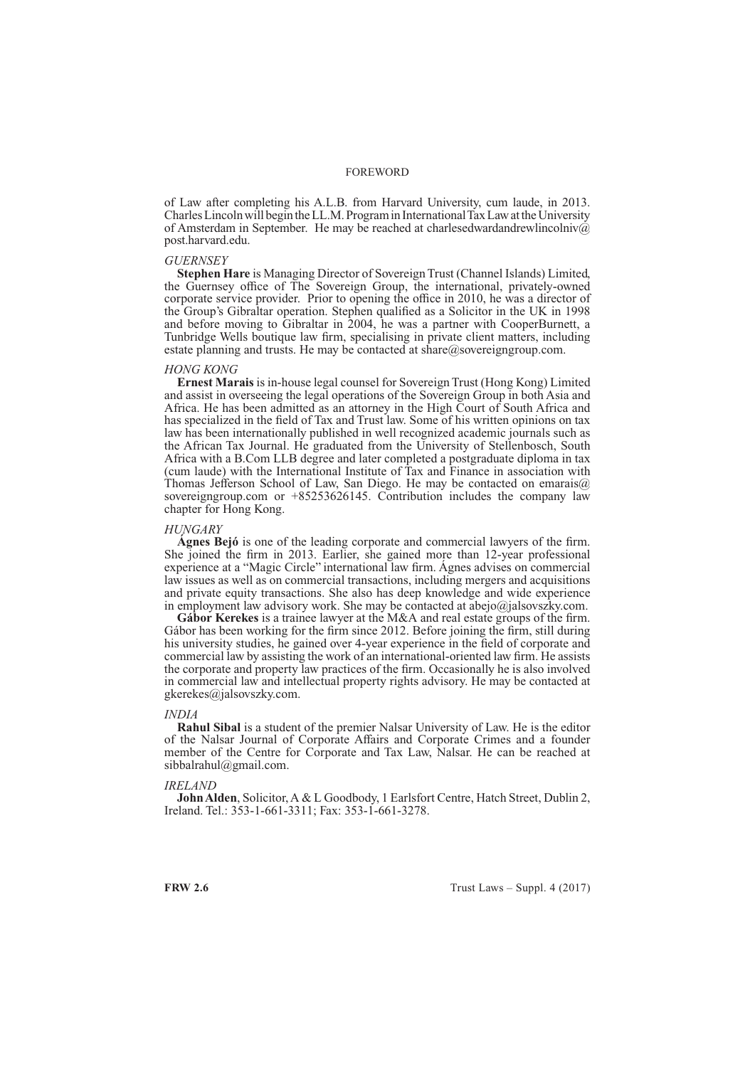of Law after completing his A.L.B. from Harvard University, cum laude, in 2013. Charles Lincoln will begin the LL.M. Program in International Tax Law at the University of Amsterdam in September. He may be reached at charlesedwardandrewlincolniv@post.harvard.edu.

*GUERNSEY*

**Stephen Hare** is Managing Director of Sovereign Trust (Channel Islands) Limited, the Guernsey office of The Sovereign Group, the international, privately-owned corporate service provider. Prior to opening the office in 2010, he was a director of the Group's Gibraltar operation. Stephen qualified as a Solicitor in the UK in 1998 and before moving to Gibraltar in 2004, he was a partner with CooperBurnett, a Tunbridge Wells boutique law firm, specialising in private client matters, including estate planning and trusts. He may be contacted at share@sovereigngroup.com.

*HONG KONG*

**Ernest Marais** is in-house legal counsel for Sovereign Trust (Hong Kong) Limited and assist in overseeing the legal operations of the Sovereign Group in both Asia and Africa. He has been admitted as an attorney in the High Court of South Africa and has specialized in the field of Tax and Trust law. Some of his written opinions on tax law has been internationally published in well recognized academic journals such as the African Tax Journal. He graduated from the University of Stellenbosch, South Africa with a B.Com LLB degree and later completed a postgraduate diploma in tax (cum laude) with the International Institute of Tax and Finance in association with Thomas Jefferson School of Law, San Diego. He may be contacted on emarais@sovereigngroup.com or +85253626145. Contribution includes the company law chapter for Hong Kong.

*HUNGARY*

**Ágnes Bejó** is one of the leading corporate and commercial lawyers of the firm. She joined the firm in 2013. Earlier, she gained more than 12-year professional experience at a "Magic Circle" international law firm. Ágnes advises on commercial law issues as well as on commercial transactions, including mergers and acquisitions and private equity transactions. She also has deep knowledge and wide experience in employment law advisory work. She may be contacted at abejo@jalsovszky.com.

**Gábor Kerekes** is a trainee lawyer at the M&A and real estate groups of the firm. Gábor has been working for the firm since 2012. Before joining the firm, still during his university studies, he gained over 4-year experience in the field of corporate and commercial law by assisting the work of an international-oriented law firm. He assists the corporate and property law practices of the firm. Occasionally he is also involved in commercial law and intellectual property rights advisory. He may be contacted at gkerekes@jalsovszky.com.

*INDIA*

**Rahul Sibal** is a student of the premier Nalsar University of Law. He is the editor of the Nalsar Journal of Corporate Affairs and Corporate Crimes and a founder member of the Centre for Corporate and Tax Law, Nalsar. He can be reached at sibbalrahul@gmail.com.

*IRELAND*

**John Alden**, Solicitor, A & L Goodbody, 1 Earlsfort Centre, Hatch Street, Dublin 2, Ireland. Tel.: 353-1-661-3311; Fax: 353-1-661-3278.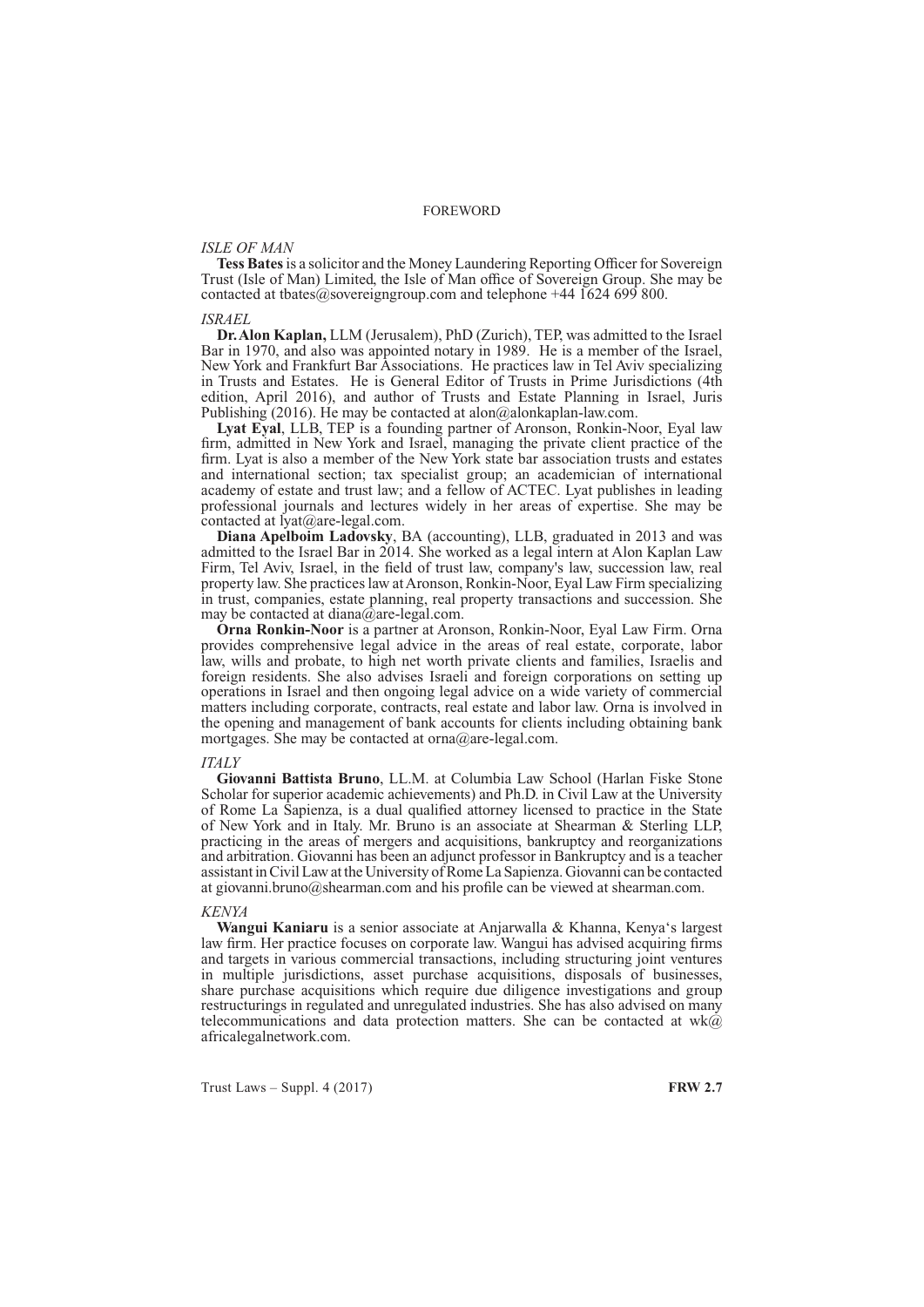*ISLE OF MAN*

**Tess Bates** is a solicitor and the Money Laundering Reporting Officer for Sovereign Trust (Isle of Man) Limited, the Isle of Man office of Sovereign Group. She may be contacted at tbates@sovereigngroup.com and telephone +44 1624 699 800.

*ISRAEL*

**Dr. Alon Kaplan,** LLM (Jerusalem), PhD (Zurich), TEP, was admitted to the Israel Bar in 1970, and also was appointed notary in 1989. He is a member of the Israel, New York and Frankfurt Bar Associations. He practices law in Tel Aviv specializing in Trusts and Estates. He is General Editor of Trusts in Prime Jurisdictions (4th edition, April 2016), and author of Trusts and Estate Planning in Israel, Juris Publishing (2016). He may be contacted at alon@alonkaplan-law.com.

**Lyat Eyal**, LLB, TEP is a founding partner of Aronson, Ronkin-Noor, Eyal law firm, admitted in New York and Israel, managing the private client practice of the firm. Lyat is also a member of the New York state bar association trusts and estates and international section; tax specialist group; an academician of international academy of estate and trust law; and a fellow of ACTEC. Lyat publishes in leading professional journals and lectures widely in her areas of expertise. She may be contacted at lyat@are-legal.com.

**Diana Apelboim Ladovsky**, BA (accounting), LLB, graduated in 2013 and was admitted to the Israel Bar in 2014. She worked as a legal intern at Alon Kaplan Law Firm, Tel Aviv, Israel, in the field of trust law, company's law, succession law, real property law. She practices law at Aronson, Ronkin-Noor, Eyal Law Firm specializing in trust, companies, estate planning, real property transactions and succession. She may be contacted at diana@are-legal.com.

**Orna Ronkin-Noor** is a partner at Aronson, Ronkin-Noor, Eyal Law Firm. Orna provides comprehensive legal advice in the areas of real estate, corporate, labor law, wills and probate, to high net worth private clients and families, Israelis and foreign residents. She also advises Israeli and foreign corporations on setting up operations in Israel and then ongoing legal advice on a wide variety of commercial matters including corporate, contracts, real estate and labor law. Orna is involved in the opening and management of bank accounts for clients including obtaining bank mortgages. She may be contacted at orna@are-legal.com.

*ITALY*

**Giovanni Battista Bruno**, LL.M. at Columbia Law School (Harlan Fiske Stone Scholar for superior academic achievements) and Ph.D. in Civil Law at the University of Rome La Sapienza, is a dual qualified attorney licensed to practice in the State of New York and in Italy. Mr. Bruno is an associate at Shearman & Sterling LLP, practicing in the areas of mergers and acquisitions, bankruptcy and reorganizations and arbitration. Giovanni has been an adjunct professor in Bankruptcy and is a teacher assistant in Civil Law at the University of Rome La Sapienza. Giovanni can be contacted at giovanni.bruno@shearman.com and his profile can be viewed at shearman.com.

*KENYA*

**Wangui Kaniaru** is a senior associate at Anjarwalla & Khanna, Kenya's largest law firm. Her practice focuses on corporate law. Wangui has advised acquiring firms and targets in various commercial transactions, including structuring joint ventures in multiple jurisdictions, asset purchase acquisitions, disposals of businesses, share purchase acquisitions which require due diligence investigations and group restructurings in regulated and unregulated industries. She has also advised on many telecommunications and data protection matters. She can be contacted at wk@africalegalnetwork.com.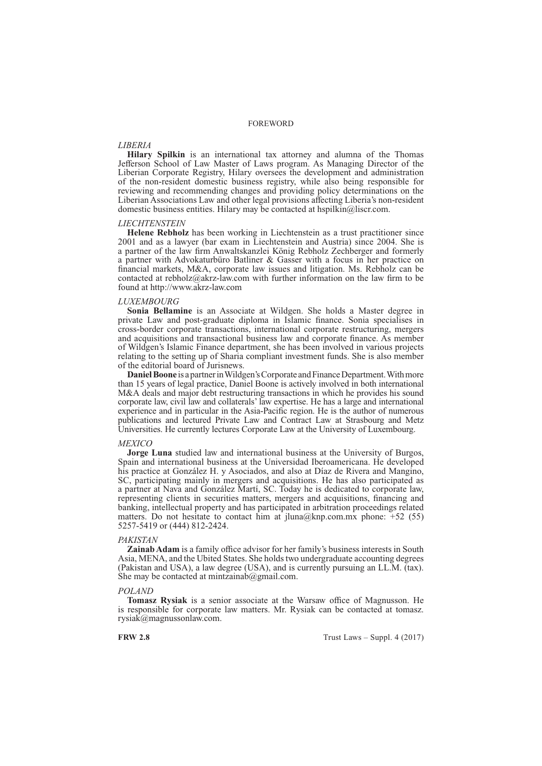## FOREWORD

*LIBERIA*

**Hilary Spilkin** is an international tax attorney and alumna of the Thomas Jefferson School of Law Master of Laws program. As Managing Director of the Liberian Corporate Registry, Hilary oversees the development and administration of the non-resident domestic business registry, while also being responsible for reviewing and recommending changes and providing policy determinations on the Liberian Associations Law and other legal provisions affecting Liberia's non-resident domestic business entities. Hilary may be contacted at hspilkin@liscr.com.

*LIECHTENSTEIN*

**Helene Rebholz** has been working in Liechtenstein as a trust practitioner since 2001 and as a lawyer (bar exam in Liechtenstein and Austria) since 2004. She is a partner of the law firm Anwaltskanzlei König Rebholz Zechberger and formerly a partner with Advokaturbüro Batliner & Gasser with a focus in her practice on financial markets, M&A, corporate law issues and litigation. Ms. Rebholz can be contacted at rebholz@akrz-law.com with further information on the law firm to be found at http://www.akrz-law.com

*LUXEMBOURG*

**Sonia Bellamine** is an Associate at Wildgen. She holds a Master degree in private Law and post-graduate diploma in Islamic finance. Sonia specialises in cross-border corporate transactions, international corporate restructuring, mergers and acquisitions and transactional business law and corporate finance. As member of Wildgen's Islamic Finance department, she has been involved in various projects relating to the setting up of Sharia compliant investment funds. She is also member of the editorial board of Jurisnews.

**Daniel Boone** is a partner in Wildgen's Corporate and Finance Department. With more than 15 years of legal practice, Daniel Boone is actively involved in both international M&A deals and major debt restructuring transactions in which he provides his sound corporate law, civil law and collaterals' law expertise. He has a large and international experience and in particular in the Asia-Pacific region. He is the author of numerous publications and lectured Private Law and Contract Law at Strasbourg and Metz Universities. He currently lectures Corporate Law at the University of Luxembourg.

*MEXICO*

**Jorge Luna** studied law and international business at the University of Burgos, Spain and international business at the Universidad Iberoamericana. He developed his practice at González H. y Asociados, and also at Díaz de Rivera and Mangino, SC, participating mainly in mergers and acquisitions. He has also participated as a partner at Nava and González Martí, SC. Today he is dedicated to corporate law, representing clients in securities matters, mergers and acquisitions, financing and banking, intellectual property and has participated in arbitration proceedings related matters. Do not hesitate to contact him at jluna@knp.com.mx phone: +52 (55) 5257-5419 or (444) 812-2424.

*PAKISTAN*

**Zainab Adam** is a family office advisor for her family's business interests in South Asia, MENA, and the Ubited States. She holds two undergraduate accounting degrees (Pakistan and USA), a law degree (USA), and is currently pursuing an LL.M. (tax). She may be contacted at mintzainab@gmail.com.

*POLAND*

**Tomasz Rysiak** is a senior associate at the Warsaw office of Magnusson. He is responsible for corporate law matters. Mr. Rysiak can be contacted at tomasz.rysiak@magnussonlaw.com.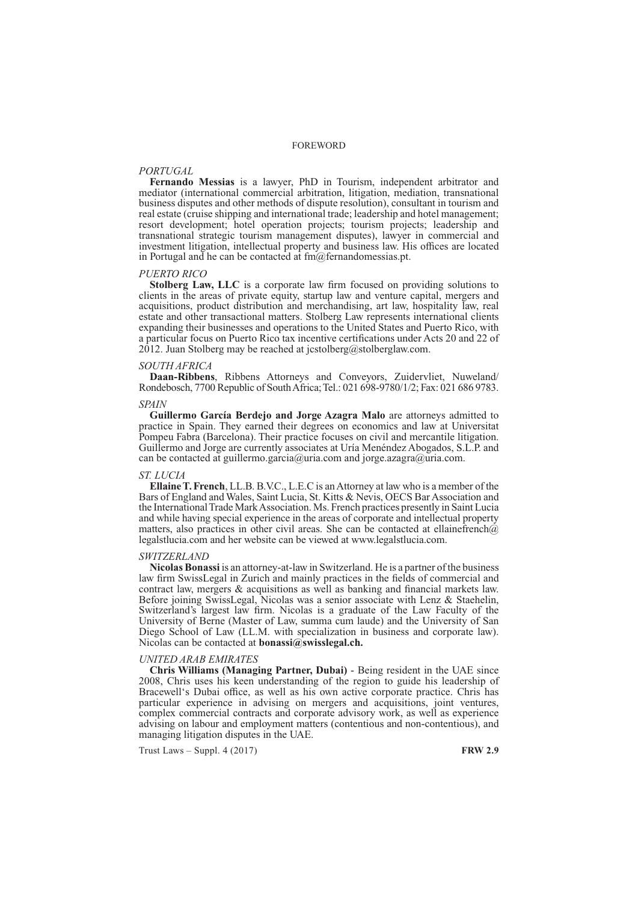*PORTUGAL*

**Fernando Messias** is a lawyer, PhD in Tourism, independent arbitrator and mediator (international commercial arbitration, litigation, mediation, transnational business disputes and other methods of dispute resolution), consultant in tourism and real estate (cruise shipping and international trade; leadership and hotel management; resort development; hotel operation projects; tourism projects; leadership and transnational strategic tourism management disputes), lawyer in commercial and investment litigation, intellectual property and business law. His offices are located in Portugal and he can be contacted at fm@fernandomessias.pt.

*PUERTO RICO*

**Stolberg Law, LLC** is a corporate law firm focused on providing solutions to clients in the areas of private equity, startup law and venture capital, mergers and acquisitions, product distribution and merchandising, art law, hospitality law, real estate and other transactional matters. Stolberg Law represents international clients expanding their businesses and operations to the United States and Puerto Rico, with a particular focus on Puerto Rico tax incentive certifications under Acts 20 and 22 of 2012. Juan Stolberg may be reached at jcstolberg@stolberglaw.com.

*SOUTH AFRICA*

**Daan-Ribbens**, Ribbens Attorneys and Conveyors, Zuidervliet, Nuweland/ Rondebosch, 7700 Republic of South Africa; Tel.: 021 698-9780/1/2; Fax: 021 686 9783.

*SPAIN*

**Guillermo García Berdejo and Jorge Azagra Malo** are attorneys admitted to practice in Spain. They earned their degrees on economics and law at Universitat Pompeu Fabra (Barcelona). Their practice focuses on civil and mercantile litigation. Guillermo and Jorge are currently associates at Uría Menéndez Abogados, S.L.P. and can be contacted at guillermo.garcia@uria.com and jorge.azagra@uria.com.

*ST. LUCIA*

**Ellaine T. French**, LL.B. B.V.C., L.E.C is an Attorney at law who is a member of the Bars of England and Wales, Saint Lucia, St. Kitts & Nevis, OECS Bar Association and the International Trade Mark Association. Ms. French practices presently in Saint Lucia and while having special experience in the areas of corporate and intellectual property matters, also practices in other civil areas. She can be contacted at ellainefrench@legalstlucia.com and her website can be viewed at www.legalstlucia.com.

*SWITZERLAND*

**Nicolas Bonassi** is an attorney-at-law in Switzerland. He is a partner of the business law firm SwissLegal in Zurich and mainly practices in the fields of commercial and contract law, mergers & acquisitions as well as banking and financial markets law. Before joining SwissLegal, Nicolas was a senior associate with Lenz & Staehelin, Switzerland's largest law firm. Nicolas is a graduate of the Law Faculty of the University of Berne (Master of Law, summa cum laude) and the University of San Diego School of Law (LL.M. with specialization in business and corporate law). Nicolas can be contacted at **bonassi@swisslegal.ch.**

*UNITED ARAB EMIRATES*

**Chris Williams (Managing Partner, Dubai)** - Being resident in the UAE since 2008, Chris uses his keen understanding of the region to guide his leadership of Bracewell's Dubai office, as well as his own active corporate practice. Chris has particular experience in advising on mergers and acquisitions, joint ventures, complex commercial contracts and corporate advisory work, as well as experience advising on labour and employment matters (contentious and non-contentious), and managing litigation disputes in the UAE.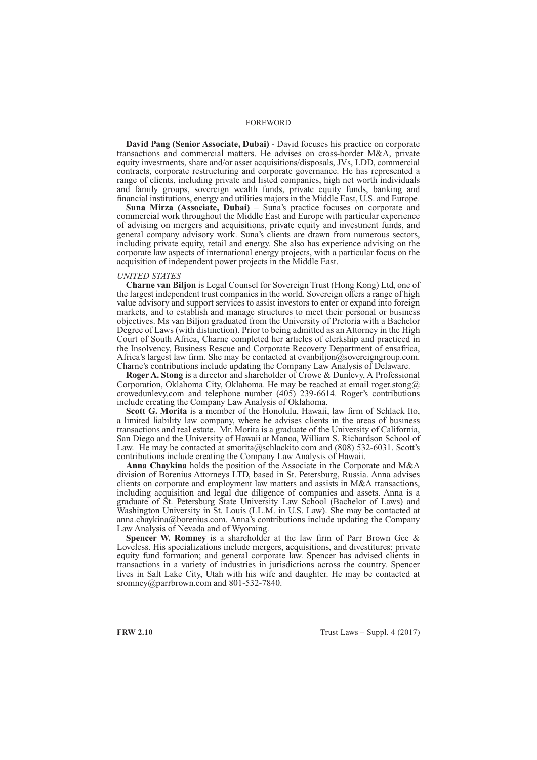**David Pang (Senior Associate, Dubai)** - David focuses his practice on corporate transactions and commercial matters. He advises on cross-border M&A, private equity investments, share and/or asset acquisitions/disposals, JVs, LDD, commercial contracts, corporate restructuring and corporate governance. He has represented a range of clients, including private and listed companies, high net worth individuals and family groups, sovereign wealth funds, private equity funds, banking and financial institutions, energy and utilities majors in the Middle East, U.S. and Europe.

**Suna Mirza (Associate, Dubai)** – Suna's practice focuses on corporate and commercial work throughout the Middle East and Europe with particular experience of advising on mergers and acquisitions, private equity and investment funds, and general company advisory work. Suna's clients are drawn from numerous sectors, including private equity, retail and energy. She also has experience advising on the corporate law aspects of international energy projects, with a particular focus on the acquisition of independent power projects in the Middle East.

*UNITED STATES*

**Charne van Biljon** is Legal Counsel for Sovereign Trust (Hong Kong) Ltd, one of the largest independent trust companies in the world. Sovereign offers a range of high value advisory and support services to assist investors to enter or expand into foreign markets, and to establish and manage structures to meet their personal or business objectives. Ms van Biljon graduated from the University of Pretoria with a Bachelor Degree of Laws (with distinction). Prior to being admitted as an Attorney in the High Court of South Africa, Charne completed her articles of clerkship and practiced in the Insolvency, Business Rescue and Corporate Recovery Department of ensafrica, Africa's largest law firm. She may be contacted at cvanbiljon@sovereigngroup.com. Charne's contributions include updating the Company Law Analysis of Delaware.

**Roger A. Stong** is a director and shareholder of Crowe & Dunlevy, A Professional Corporation, Oklahoma City, Oklahoma. He may be reached at email roger.stong@crowedunlevy.com and telephone number (405) 239-6614. Roger's contributions include creating the Company Law Analysis of Oklahoma.

**Scott G. Morita** is a member of the Honolulu, Hawaii, law firm of Schlack Ito, a limited liability law company, where he advises clients in the areas of business transactions and real estate. Mr. Morita is a graduate of the University of California, San Diego and the University of Hawaii at Manoa, William S. Richardson School of Law. He may be contacted at smorita@schlackito.com and (808) 532-6031. Scott's contributions include creating the Company Law Analysis of Hawaii.

**Anna Chaykina** holds the position of the Associate in the Corporate and M&A division of Borenius Attorneys LTD, based in St. Petersburg, Russia. Anna advises clients on corporate and employment law matters and assists in M&A transactions, including acquisition and legal due diligence of companies and assets. Anna is a graduate of St. Petersburg State University Law School (Bachelor of Laws) and Washington University in St. Louis (LL.M. in U.S. Law). She may be contacted at anna.chaykina@borenius.com. Anna's contributions include updating the Company Law Analysis of Nevada and of Wyoming.

**Spencer W. Romney** is a shareholder at the law firm of Parr Brown Gee & Loveless. His specializations include mergers, acquisitions, and divestitures; private equity fund formation; and general corporate law. Spencer has advised clients in transactions in a variety of industries in jurisdictions across the country. Spencer lives in Salt Lake City, Utah with his wife and daughter. He may be contacted at sromney@parrbrown.com and 801-532-7840.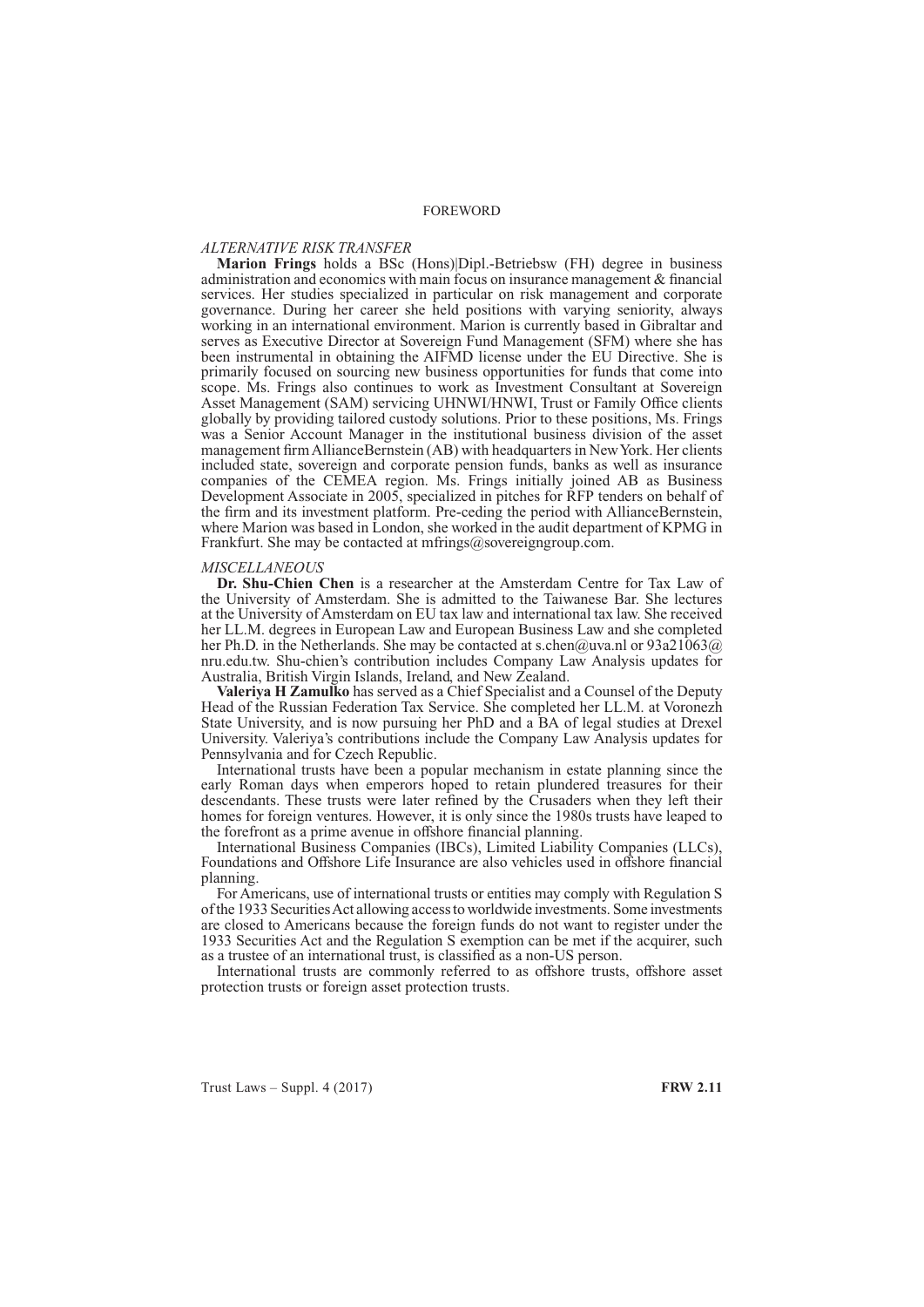### *ALTERNATIVE RISK TRANSFER*

**Marion Frings** holds a BSc (Hons)|Dipl.-Betriebsw (FH) degree in business administration and economics with main focus on insurance management & financial services. Her studies specialized in particular on risk management and corporate governance. During her career she held positions with varying seniority, always working in an international environment. Marion is currently based in Gibraltar and serves as Executive Director at Sovereign Fund Management (SFM) where she has been instrumental in obtaining the AIFMD license under the EU Directive. She is primarily focused on sourcing new business opportunities for funds that come into scope. Ms. Frings also continues to work as Investment Consultant at Sovereign Asset Management (SAM) servicing UHNWI/HNWI, Trust or Family Office clients globally by providing tailored custody solutions. Prior to these positions, Ms. Frings was a Senior Account Manager in the institutional business division of the asset management firm AllianceBernstein (AB) with headquarters in New York. Her clients included state, sovereign and corporate pension funds, banks as well as insurance companies of the CEMEA region. Ms. Frings initially joined AB as Business Development Associate in 2005, specialized in pitches for RFP tenders on behalf of the firm and its investment platform. Pre-ceding the period with AllianceBernstein, where Marion was based in London, she worked in the audit department of KPMG in Frankfurt. She may be contacted at mfrings@sovereigngroup.com.

### *MISCELLANEOUS*

**Dr. Shu-Chien Chen** is a researcher at the Amsterdam Centre for Tax Law of the University of Amsterdam. She is admitted to the Taiwanese Bar. She lectures at the University of Amsterdam on EU tax law and international tax law. She received her LL.M. degrees in European Law and European Business Law and she completed her Ph.D. in the Netherlands. She may be contacted at s.chen@uva.nl or 93a21063@nru.edu.tw. Shu-chien's contribution includes Company Law Analysis updates for Australia, British Virgin Islands, Ireland, and New Zealand.

**Valeriya H Zamulko** has served as a Chief Specialist and a Counsel of the Deputy Head of the Russian Federation Tax Service. She completed her LL.M. at Voronezh State University, and is now pursuing her PhD and a BA of legal studies at Drexel University. Valeriya's contributions include the Company Law Analysis updates for Pennsylvania and for Czech Republic.

International trusts have been a popular mechanism in estate planning since the early Roman days when emperors hoped to retain plundered treasures for their descendants. These trusts were later refined by the Crusaders when they left their homes for foreign ventures. However, it is only since the 1980s trusts have leaped to the forefront as a prime avenue in offshore financial planning.

International Business Companies (IBCs), Limited Liability Companies (LLCs), Foundations and Offshore Life Insurance are also vehicles used in offshore financial planning.

For Americans, use of international trusts or entities may comply with Regulation S of the 1933 Securities Act allowing access to worldwide investments. Some investments are closed to Americans because the foreign funds do not want to register under the 1933 Securities Act and the Regulation S exemption can be met if the acquirer, such as a trustee of an international trust, is classified as a non-US person.

International trusts are commonly referred to as offshore trusts, offshore asset protection trusts or foreign asset protection trusts.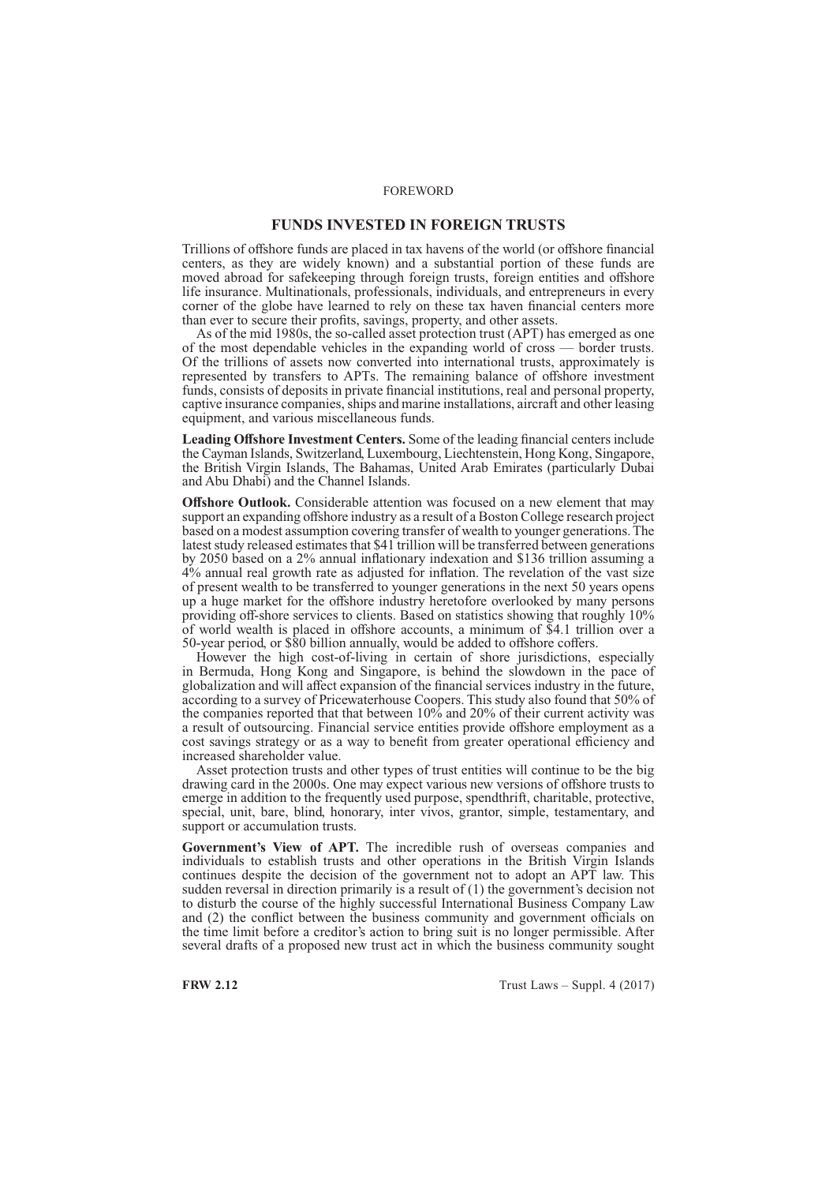FOREWORD

# FUNDS INVESTED IN FOREIGN TRUSTS

Trillions of offshore funds are placed in tax havens of the world (or offshore financial centers, as they are widely known) and a substantial portion of these funds are moved abroad for safekeeping through foreign trusts, foreign entities and offshore life insurance. Multinationals, professionals, individuals, and entrepreneurs in every corner of the globe have learned to rely on these tax haven financial centers more than ever to secure their profits, savings, property, and other assets.

As of the mid 1980s, the so-called asset protection trust (APT) has emerged as one of the most dependable vehicles in the expanding world of cross — border trusts. Of the trillions of assets now converted into international trusts, approximately is represented by transfers to APTs. The remaining balance of offshore investment funds, consists of deposits in private financial institutions, real and personal property, captive insurance companies, ships and marine installations, aircraft and other leasing equipment, and various miscellaneous funds.

**Leading Offshore Investment Centers.** Some of the leading financial centers include the Cayman Islands, Switzerland, Luxembourg, Liechtenstein, Hong Kong, Singapore, the British Virgin Islands, The Bahamas, United Arab Emirates (particularly Dubai and Abu Dhabi) and the Channel Islands.

**Offshore Outlook.** Considerable attention was focused on a new element that may support an expanding offshore industry as a result of a Boston College research project based on a modest assumption covering transfer of wealth to younger generations. The latest study released estimates that $41 trillion will be transferred between generations by 2050 based on a 2% annual inflationary indexation and $136 trillion assuming a 4% annual real growth rate as adjusted for inflation. The revelation of the vast size of present wealth to be transferred to younger generations in the next 50 years opens up a huge market for the offshore industry heretofore overlooked by many persons providing off-shore services to clients. Based on statistics showing that roughly 10% of world wealth is placed in offshore accounts, a minimum of $4.1 trillion over a 50-year period, or $80 billion annually, would be added to offshore coffers.

However the high cost-of-living in certain of shore jurisdictions, especially in Bermuda, Hong Kong and Singapore, is behind the slowdown in the pace of globalization and will affect expansion of the financial services industry in the future, according to a survey of Pricewaterhouse Coopers. This study also found that 50% of the companies reported that that between 10% and 20% of their current activity was a result of outsourcing. Financial service entities provide offshore employment as a cost savings strategy or as a way to benefit from greater operational efficiency and increased shareholder value.

Asset protection trusts and other types of trust entities will continue to be the big drawing card in the 2000s. One may expect various new versions of offshore trusts to emerge in addition to the frequently used purpose, spendthrift, charitable, protective, special, unit, bare, blind, honorary, inter vivos, grantor, simple, testamentary, and support or accumulation trusts.

**Government's View of APT.** The incredible rush of overseas companies and individuals to establish trusts and other operations in the British Virgin Islands continues despite the decision of the government not to adopt an APT law. This sudden reversal in direction primarily is a result of (1) the government's decision not to disturb the course of the highly successful International Business Company Law and (2) the conflict between the business community and government officials on the time limit before a creditor's action to bring suit is no longer permissible. After several drafts of a proposed new trust act in which the business community sought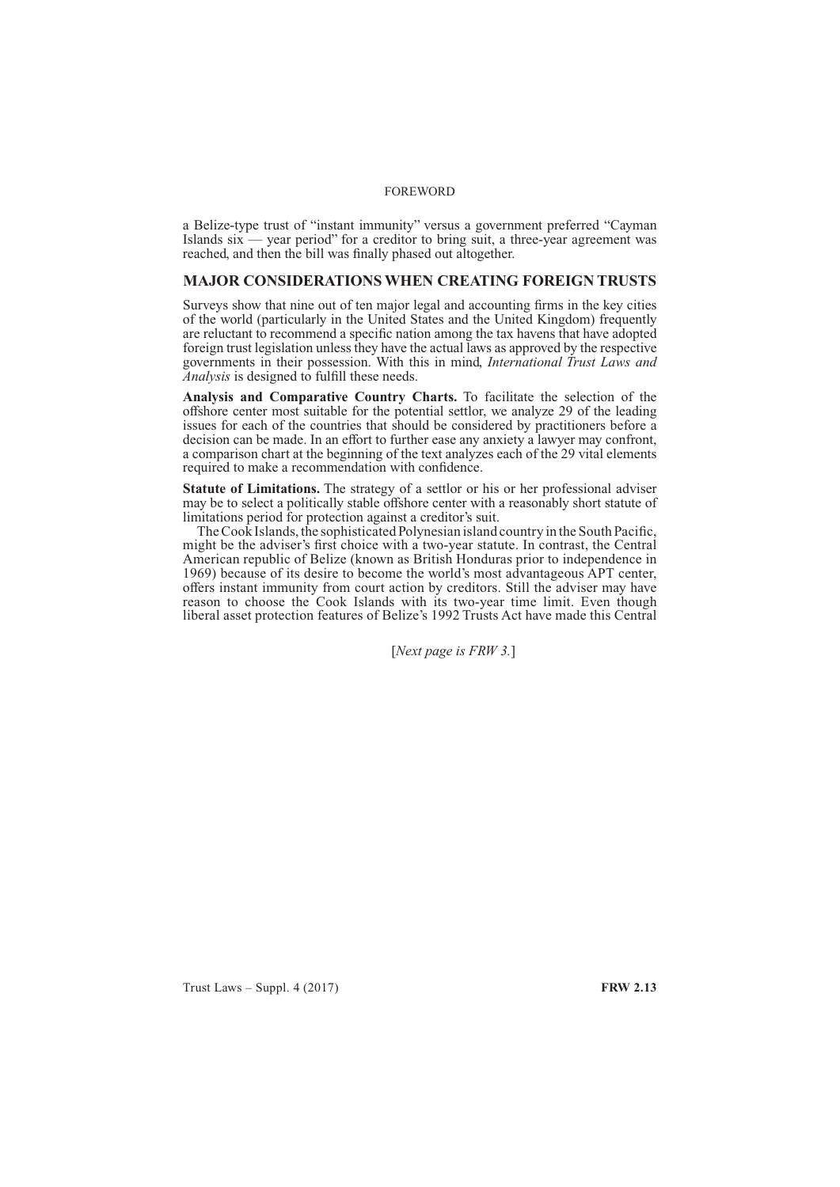a Belize-type trust of "instant immunity" versus a government preferred "Cayman Islands six — year period" for a creditor to bring suit, a three-year agreement was reached, and then the bill was finally phased out altogether.

## MAJOR CONSIDERATIONS WHEN CREATING FOREIGN TRUSTS

Surveys show that nine out of ten major legal and accounting firms in the key cities of the world (particularly in the United States and the United Kingdom) frequently are reluctant to recommend a specific nation among the tax havens that have adopted foreign trust legislation unless they have the actual laws as approved by the respective governments in their possession. With this in mind, *International Trust Laws and Analysis* is designed to fulfill these needs.

**Analysis and Comparative Country Charts.** To facilitate the selection of the offshore center most suitable for the potential settlor, we analyze 29 of the leading issues for each of the countries that should be considered by practitioners before a decision can be made. In an effort to further ease any anxiety a lawyer may confront, a comparison chart at the beginning of the text analyzes each of the 29 vital elements required to make a recommendation with confidence.

**Statute of Limitations.** The strategy of a settlor or his or her professional adviser may be to select a politically stable offshore center with a reasonably short statute of limitations period for protection against a creditor's suit.

The Cook Islands, the sophisticated Polynesian island country in the South Pacific, might be the adviser's first choice with a two-year statute. In contrast, the Central American republic of Belize (known as British Honduras prior to independence in 1969) because of its desire to become the world's most advantageous APT center, offers instant immunity from court action by creditors. Still the adviser may have reason to choose the Cook Islands with its two-year time limit. Even though liberal asset protection features of Belize's 1992 Trusts Act have made this Central

[*Next page is FRW 3.*]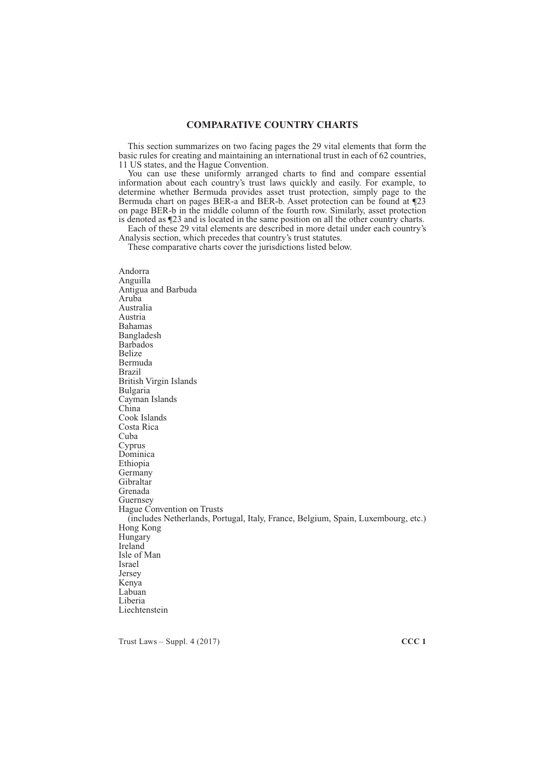# COMPARATIVE COUNTRY CHARTS

This section summarizes on two facing pages the 29 vital elements that form the basic rules for creating and maintaining an international trust in each of 62 countries, 11 US states, and the Hague Convention.

You can use these uniformly arranged charts to find and compare essential information about each country's trust laws quickly and easily. For example, to determine whether Bermuda provides asset trust protection, simply page to the Bermuda chart on pages BER-a and BER-b. Asset protection can be found at ¶23 on page BER-b in the middle column of the fourth row. Similarly, asset protection is denoted as ¶23 and is located in the same position on all the other country charts.

Each of these 29 vital elements are described in more detail under each country's Analysis section, which precedes that country's trust statutes.

These comparative charts cover the jurisdictions listed below.

Andorra
Anguilla
Antigua and Barbuda
Aruba
Australia
Austria
Bahamas
Bangladesh
Barbados
Belize
Bermuda
Brazil
British Virgin Islands
Bulgaria
Cayman Islands
China
Cook Islands
Costa Rica
Cuba
Cyprus
Dominica
Ethiopia
Germany
Gibraltar
Grenada
Guernsey
Hague Convention on Trusts
  (includes Netherlands, Portugal, Italy, France, Belgium, Spain, Luxembourg, etc.)
Hong Kong
Hungary
Ireland
Isle of Man
Israel
Jersey
Kenya
Labuan
Liberia
Liechtenstein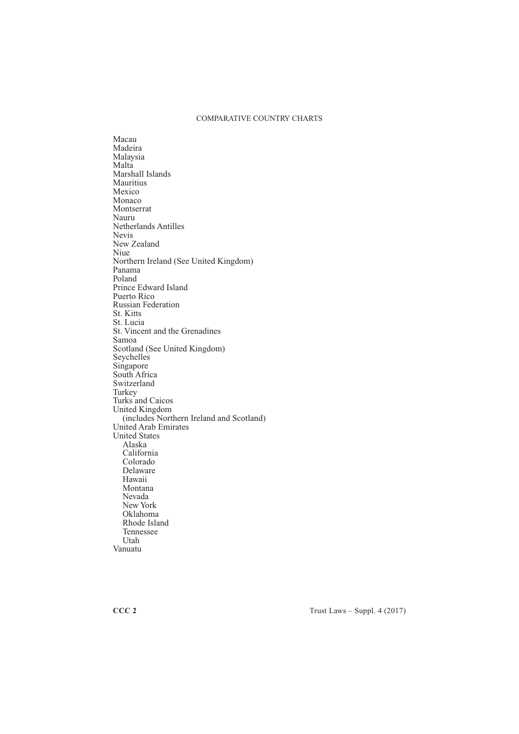Macau
Madeira
Malaysia
Malta
Marshall Islands
Mauritius
Mexico
Monaco
Montserrat
Nauru
Netherlands Antilles
Nevis
New Zealand
Niue
Northern Ireland (See United Kingdom)
Panama
Poland
Prince Edward Island
Puerto Rico
Russian Federation
St. Kitts
St. Lucia
St. Vincent and the Grenadines
Samoa
Scotland (See United Kingdom)
Seychelles
Singapore
South Africa
Switzerland
Turkey
Turks and Caicos
United Kingdom
  (includes Northern Ireland and Scotland)
United Arab Emirates
United States
- Alaska
- California
- Colorado
- Delaware
- Hawaii
- Montana
- Nevada
- New York
- Oklahoma
- Rhode Island
- Tennessee
- Utah

Vanuatu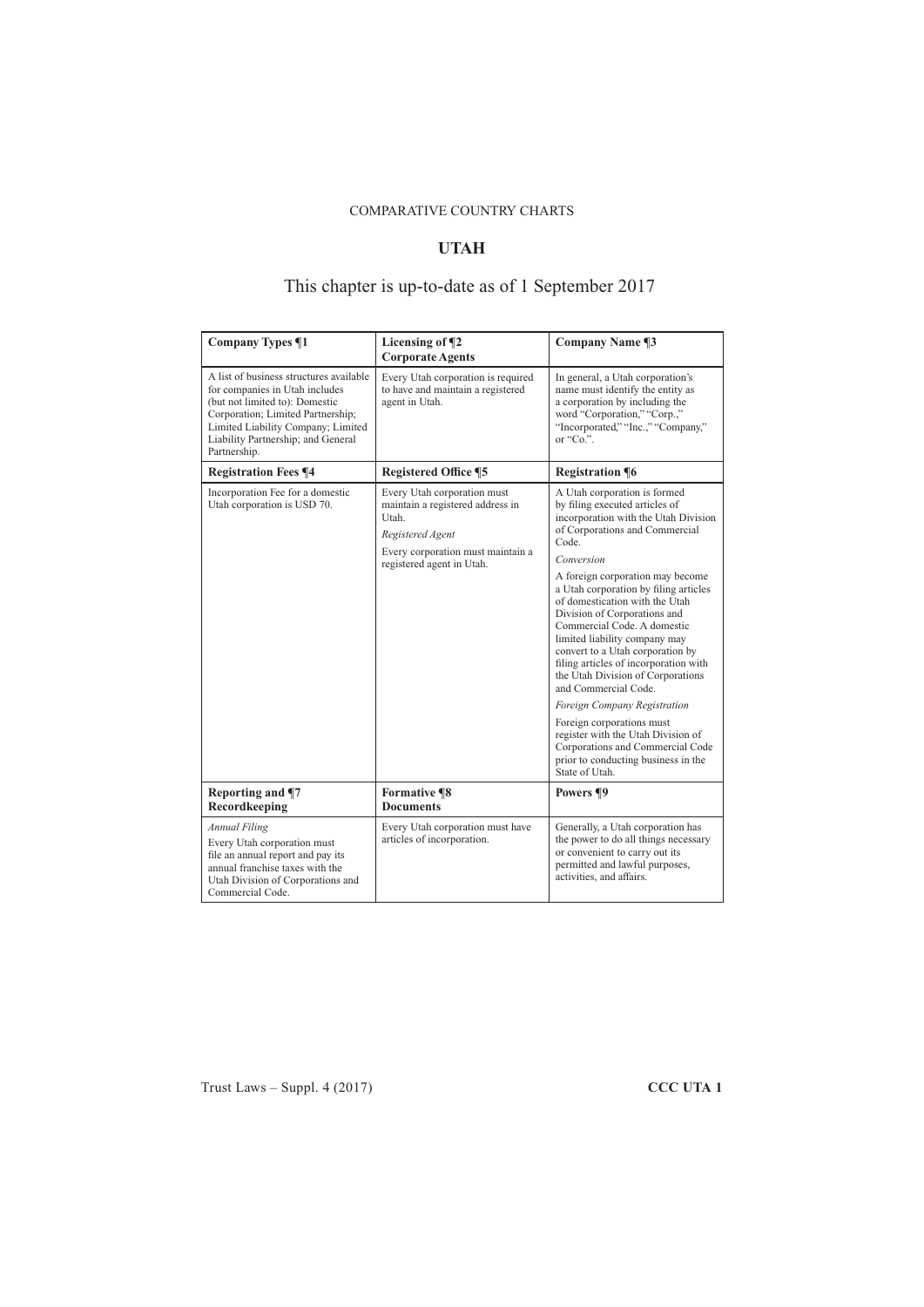COMPARATIVE COUNTRY CHARTS

# UTAH

## This chapter is up-to-date as of 1 September 2017

| **Company Types ¶1** | **Licensing of Corporate Agents ¶2** | **Company Name ¶3** |
|---|---|---|
| A list of business structures available for companies in Utah includes (but not limited to): Domestic Corporation; Limited Partnership; Limited Liability Company; Limited Liability Partnership; and General Partnership. | Every Utah corporation is required to have and maintain a registered agent in Utah. | In general, a Utah corporation's name must identify the entity as a corporation by including the word "Corporation," "Corp.," "Incorporated," "Inc.," "Company," or "Co.". |
| **Registration Fees ¶4** | **Registered Office ¶5** | **Registration ¶6** |
| Incorporation Fee for a domestic Utah corporation is USD 70. | Every Utah corporation must maintain a registered address in Utah.<br><br>*Registered Agent*<br><br>Every corporation must maintain a registered agent in Utah. | A Utah corporation is formed by filing executed articles of incorporation with the Utah Division of Corporations and Commercial Code.<br><br>*Conversion*<br><br>A foreign corporation may become a Utah corporation by filing articles of domestication with the Utah Division of Corporations and Commercial Code. A domestic limited liability company may convert to a Utah corporation by filing articles of incorporation with the Utah Division of Corporations and Commercial Code.<br><br>*Foreign Company Registration*<br><br>Foreign corporations must register with the Utah Division of Corporations and Commercial Code prior to conducting business in the State of Utah. |
| **Reporting and Recordkeeping ¶7** | **Formative Documents ¶8** | **Powers ¶9** |
| *Annual Filing*<br><br>Every Utah corporation must file an annual report and pay its annual franchise taxes with the Utah Division of Corporations and Commercial Code. | Every Utah corporation must have articles of incorporation. | Generally, a Utah corporation has the power to do all things necessary or convenient to carry out its permitted and lawful purposes, activities, and affairs. |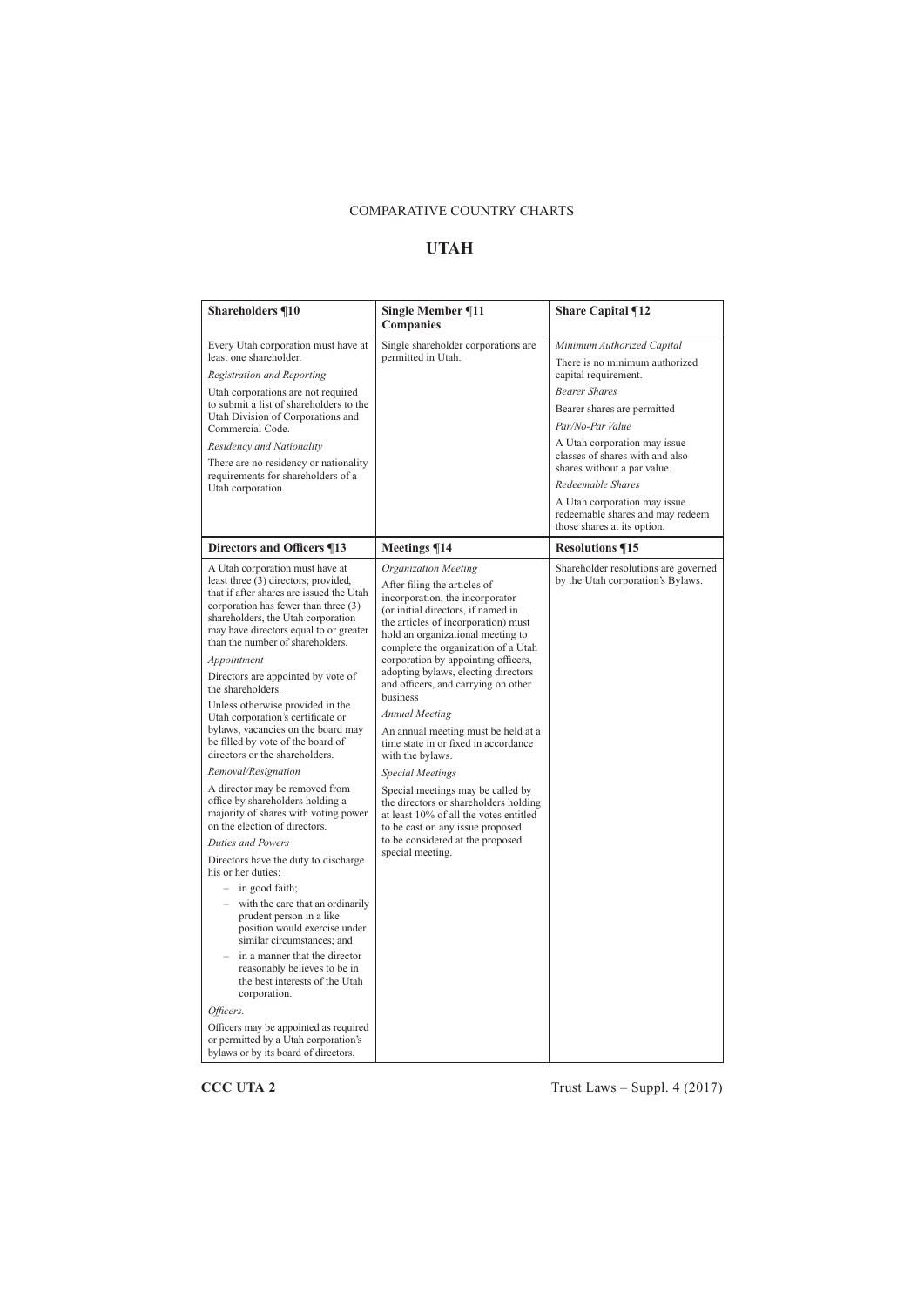COMPARATIVE COUNTRY CHARTS

# UTAH

| Shareholders ¶10 | Single Member ¶11 Companies | Share Capital ¶12 |
|---|---|---|
| Every Utah corporation must have at least one shareholder.<br><br>*Registration and Reporting*<br><br>Utah corporations are not required to submit a list of shareholders to the Utah Division of Corporations and Commercial Code.<br><br>*Residency and Nationality*<br><br>There are no residency or nationality requirements for shareholders of a Utah corporation. | Single shareholder corporations are permitted in Utah. | *Minimum Authorized Capital*<br><br>There is no minimum authorized capital requirement.<br><br>*Bearer Shares*<br><br>Bearer shares are permitted<br><br>*Par/No-Par Value*<br><br>A Utah corporation may issue classes of shares with and also shares without a par value.<br><br>*Redeemable Shares*<br><br>A Utah corporation may issue redeemable shares and may redeem those shares at its option. |
| **Directors and Officers ¶13** | **Meetings ¶14** | **Resolutions ¶15** |
| A Utah corporation must have at least three (3) directors; provided, that if after shares are issued the Utah corporation has fewer than three (3) shareholders, the Utah corporation may have directors equal to or greater than the number of shareholders.<br><br>*Appointment*<br><br>Directors are appointed by vote of the shareholders.<br><br>Unless otherwise provided in the Utah corporation's certificate or bylaws, vacancies on the board may be filled by vote of the board of directors or the shareholders.<br><br>*Removal/Resignation*<br><br>A director may be removed from office by shareholders holding a majority of shares with voting power on the election of directors.<br><br>*Duties and Powers*<br><br>Directors have the duty to discharge his or her duties:<br>– in good faith;<br>– with the care that an ordinarily prudent person in a like position would exercise under similar circumstances; and<br>– in a manner that the director reasonably believes to be in the best interests of the Utah corporation.<br><br>*Officers.*<br><br>Officers may be appointed as required or permitted by a Utah corporation's bylaws or by its board of directors. | *Organization Meeting*<br><br>After filing the articles of incorporation, the incorporator (or initial directors, if named in the articles of incorporation) must hold an organizational meeting to complete the organization of a Utah corporation by appointing officers, adopting bylaws, electing directors and officers, and carrying on other business<br><br>*Annual Meeting*<br><br>An annual meeting must be held at a time state in or fixed in accordance with the bylaws.<br><br>*Special Meetings*<br><br>Special meetings may be called by the directors or shareholders holding at least 10% of all the votes entitled to be cast on any issue proposed to be considered at the proposed special meeting. | Shareholder resolutions are governed by the Utah corporation's Bylaws. |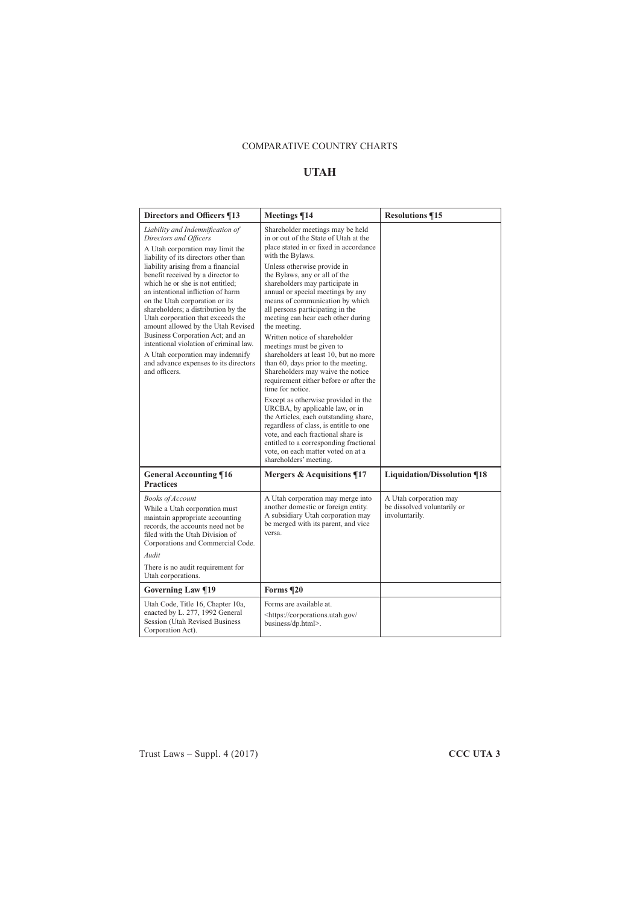COMPARATIVE COUNTRY CHARTS

# UTAH

| Directors and Officers ¶13 | Meetings ¶14 | Resolutions ¶15 |
| --- | --- | --- |
| *Liability and Indemnification of Directors and Officers*<br><br>A Utah corporation may limit the liability of its directors other than liability arising from a financial benefit received by a director to which he or she is not entitled; an intentional infliction of harm on the Utah corporation or its shareholders; a distribution by the Utah corporation that exceeds the amount allowed by the Utah Revised Business Corporation Act; and an intentional violation of criminal law.<br><br>A Utah corporation may indemnify and advance expenses to its directors and officers. | Shareholder meetings may be held in or out of the State of Utah at the place stated in or fixed in accordance with the Bylaws.<br><br>Unless otherwise provide in the Bylaws, any or all of the shareholders may participate in annual or special meetings by any means of communication by which all persons participating in the meeting can hear each other during the meeting.<br><br>Written notice of shareholder meetings must be given to shareholders at least 10, but no more than 60, days prior to the meeting. Shareholders may waive the notice requirement either before or after the time for notice.<br><br>Except as otherwise provided in the URCBA, by applicable law, or in the Articles, each outstanding share, regardless of class, is entitle to one vote, and each fractional share is entitled to a corresponding fractional vote, on each matter voted on at a shareholders' meeting. | |
| **General Accounting Practices ¶16** | **Mergers & Acquisitions ¶17** | **Liquidation/Dissolution ¶18** |
| *Books of Account*<br><br>While a Utah corporation must maintain appropriate accounting records, the accounts need not be filed with the Utah Division of Corporations and Commercial Code.<br><br>*Audit*<br><br>There is no audit requirement for Utah corporations. | A Utah corporation may merge into another domestic or foreign entity. A subsidiary Utah corporation may be merged with its parent, and vice versa. | A Utah corporation may be dissolved voluntarily or involuntarily. |
| **Governing Law ¶19** | **Forms ¶20** | |
| Utah Code, Title 16, Chapter 10a, enacted by L. 277, 1992 General Session (Utah Revised Business Corporation Act). | Forms are available at.<br><br><https://corporations.utah.gov/business/dp.html>. | |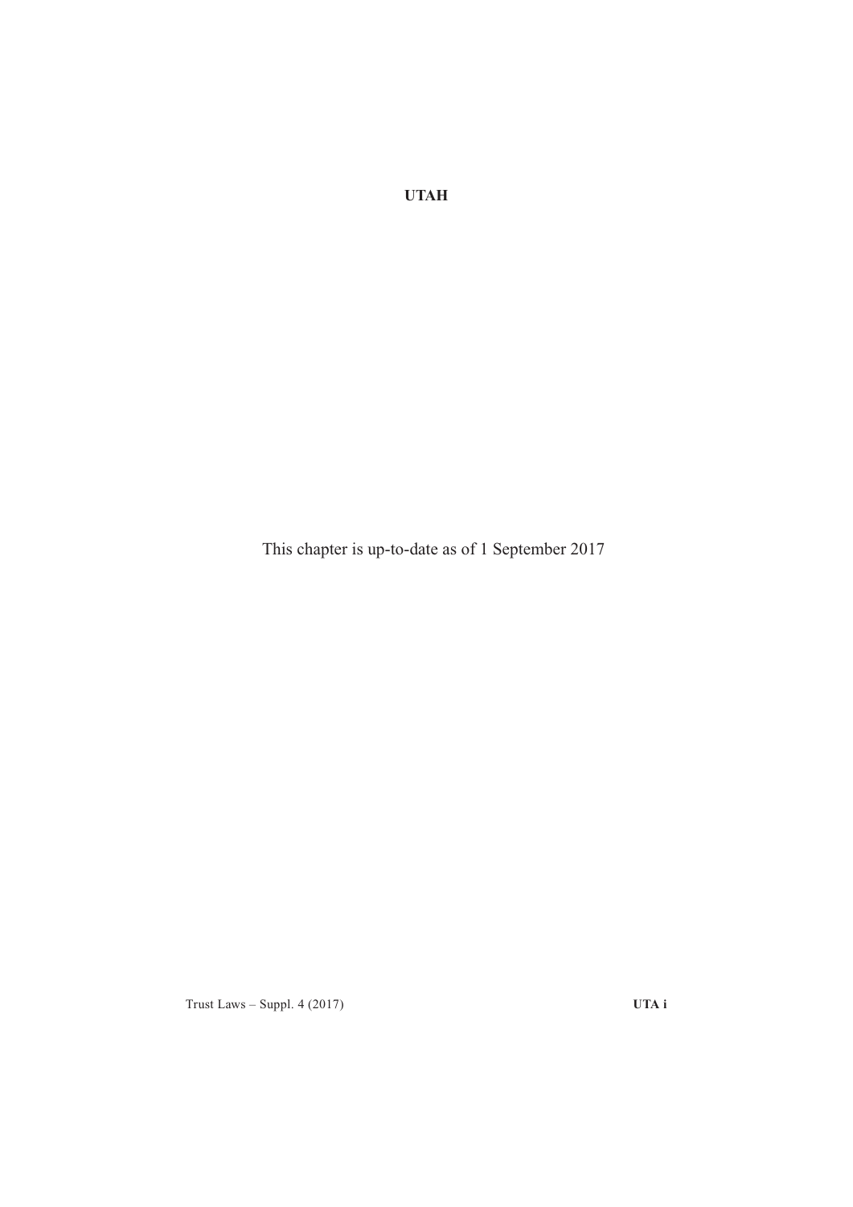**UTAH**

This chapter is up-to-date as of 1 September 2017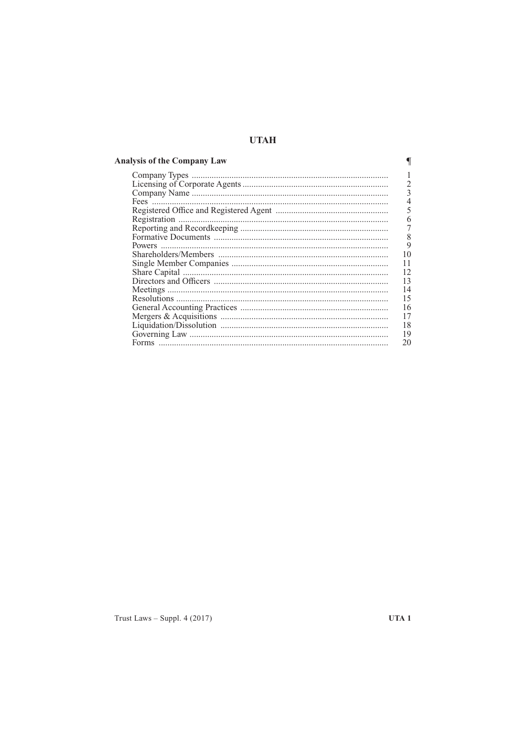# UTAH

| Analysis of the Company Law | ¶ |
| --- | --- |
| Company Types | 1 |
| Licensing of Corporate Agents | 2 |
| Company Name | 3 |
| Fees | 4 |
| Registered Office and Registered Agent | 5 |
| Registration | 6 |
| Reporting and Recordkeeping | 7 |
| Formative Documents | 8 |
| Powers | 9 |
| Shareholders/Members | 10 |
| Single Member Companies | 11 |
| Share Capital | 12 |
| Directors and Officers | 13 |
| Meetings | 14 |
| Resolutions | 15 |
| General Accounting Practices | 16 |
| Mergers & Acquisitions | 17 |
| Liquidation/Dissolution | 18 |
| Governing Law | 19 |
| Forms | 20 |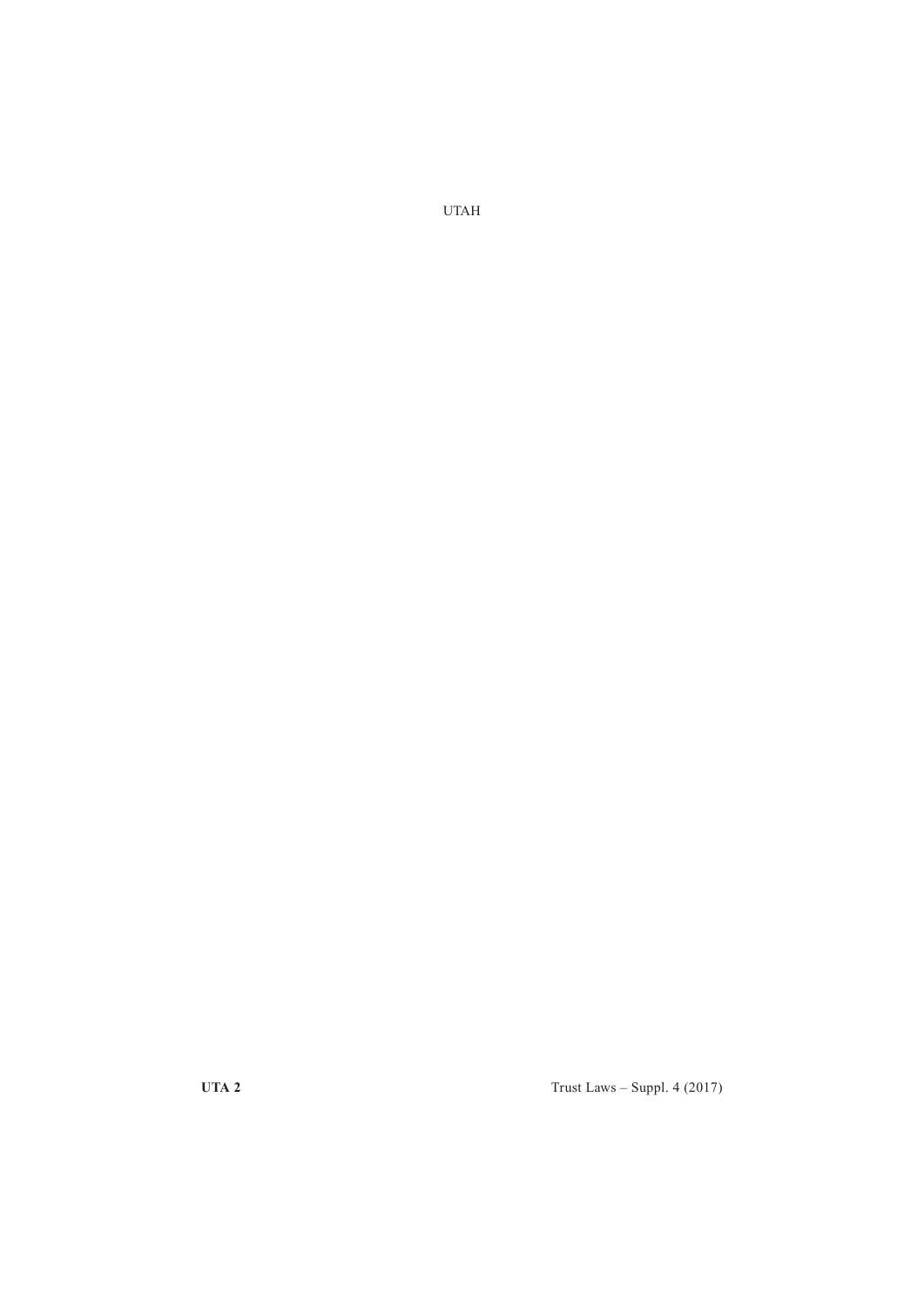# UTAH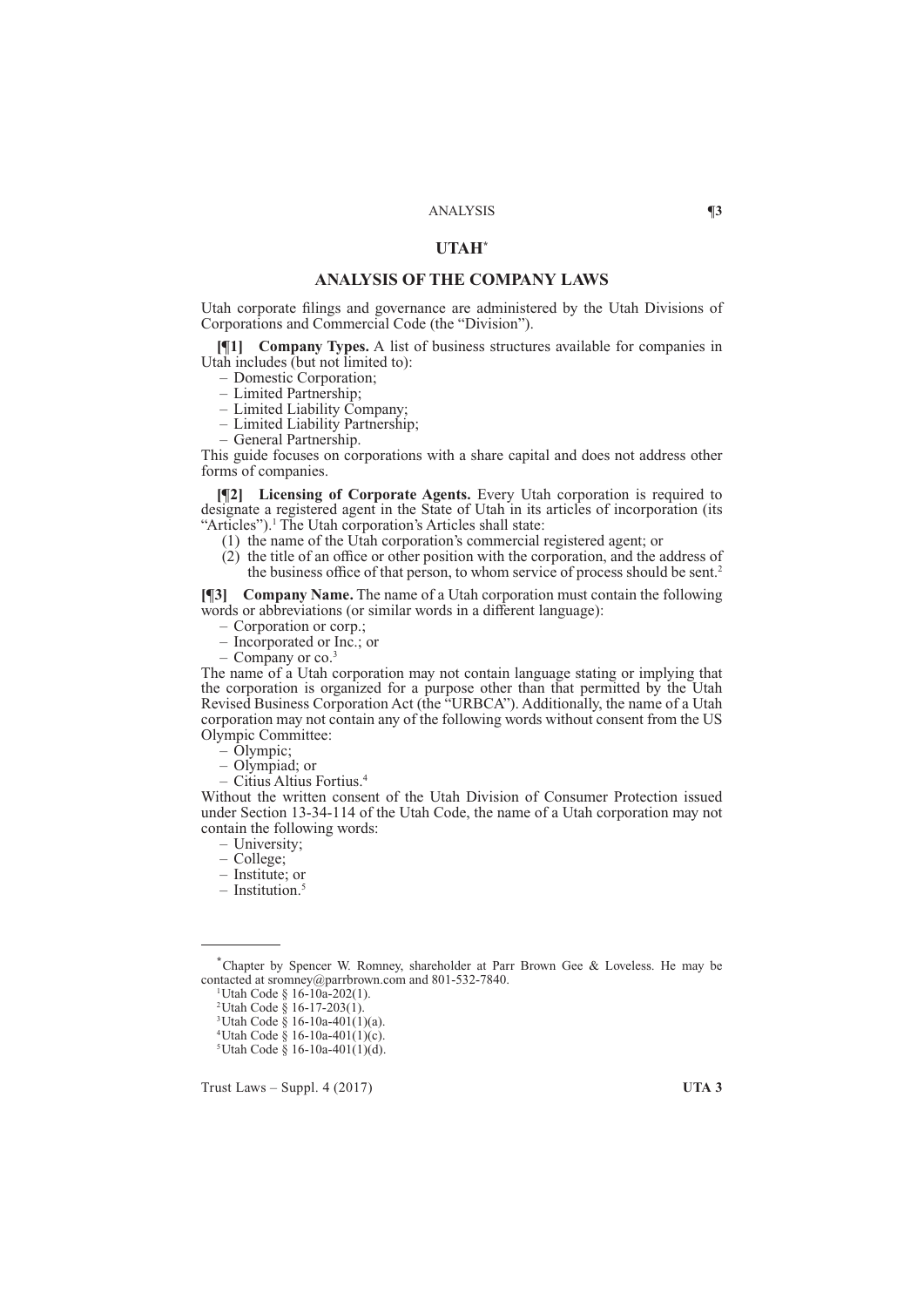# UTAH[*]

## ANALYSIS OF THE COMPANY LAWS

Utah corporate filings and governance are administered by the Utah Divisions of Corporations and Commercial Code (the "Division").

**[¶1] Company Types.** A list of business structures available for companies in Utah includes (but not limited to):

- Domestic Corporation;
- Limited Partnership;
- Limited Liability Company;
- Limited Liability Partnership;
- General Partnership.

This guide focuses on corporations with a share capital and does not address other forms of companies.

**[¶2] Licensing of Corporate Agents.** Every Utah corporation is required to designate a registered agent in the State of Utah in its articles of incorporation (its "Articles").[1] The Utah corporation's Articles shall state:

(1) the name of the Utah corporation's commercial registered agent; or
(2) the title of an office or other position with the corporation, and the address of the business office of that person, to whom service of process should be sent.[2]

**[¶3] Company Name.** The name of a Utah corporation must contain the following words or abbreviations (or similar words in a different language):

- Corporation or corp.;
- Incorporated or Inc.; or
- Company or co.[3]

The name of a Utah corporation may not contain language stating or implying that the corporation is organized for a purpose other than that permitted by the Utah Revised Business Corporation Act (the "URBCA"). Additionally, the name of a Utah corporation may not contain any of the following words without consent from the US Olympic Committee:

- Olympic;
- Olympiad; or
- Citius Altius Fortius.[4]

Without the written consent of the Utah Division of Consumer Protection issued under Section 13-34-114 of the Utah Code, the name of a Utah corporation may not contain the following words:

- University;
- College;
- Institute; or
- Institution.[5]

---

[*] Chapter by Spencer W. Romney, shareholder at Parr Brown Gee & Loveless. He may be contacted at sromney@parrbrown.com and 801-532-7840.

[1] Utah Code § 16-10a-202(1).
[2] Utah Code § 16-17-203(1).
[3] Utah Code § 16-10a-401(1)(a).
[4] Utah Code § 16-10a-401(1)(c).
[5] Utah Code § 16-10a-401(1)(d).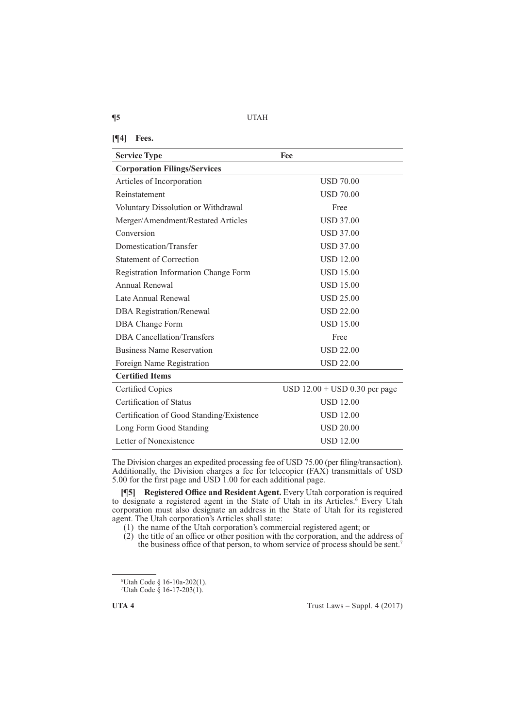**[¶4] Fees.**

| Service Type | Fee |
| --- | --- |
| **Corporation Filings/Services** | |
| Articles of Incorporation | USD 70.00 |
| Reinstatement | USD 70.00 |
| Voluntary Dissolution or Withdrawal | Free |
| Merger/Amendment/Restated Articles | USD 37.00 |
| Conversion | USD 37.00 |
| Domestication/Transfer | USD 37.00 |
| Statement of Correction | USD 12.00 |
| Registration Information Change Form | USD 15.00 |
| Annual Renewal | USD 15.00 |
| Late Annual Renewal | USD 25.00 |
| DBA Registration/Renewal | USD 22.00 |
| DBA Change Form | USD 15.00 |
| DBA Cancellation/Transfers | Free |
| Business Name Reservation | USD 22.00 |
| Foreign Name Registration | USD 22.00 |
| **Certified Items** | |
| Certified Copies | USD 12.00 + USD 0.30 per page |
| Certification of Status | USD 12.00 |
| Certification of Good Standing/Existence | USD 12.00 |
| Long Form Good Standing | USD 20.00 |
| Letter of Nonexistence | USD 12.00 |

The Division charges an expedited processing fee of USD 75.00 (per filing/transaction). Additionally, the Division charges a fee for telecopier (FAX) transmittals of USD 5.00 for the first page and USD 1.00 for each additional page.

**[¶5] Registered Office and Resident Agent.** Every Utah corporation is required to designate a registered agent in the State of Utah in its Articles.[6] Every Utah corporation must also designate an address in the State of Utah for its registered agent. The Utah corporation's Articles shall state:

(1) the name of the Utah corporation's commercial registered agent; or

(2) the title of an office or other position with the corporation, and the address of the business office of that person, to whom service of process should be sent.[7]

---

[6] Utah Code § 16-10a-202(1).

[7] Utah Code § 16-17-203(1).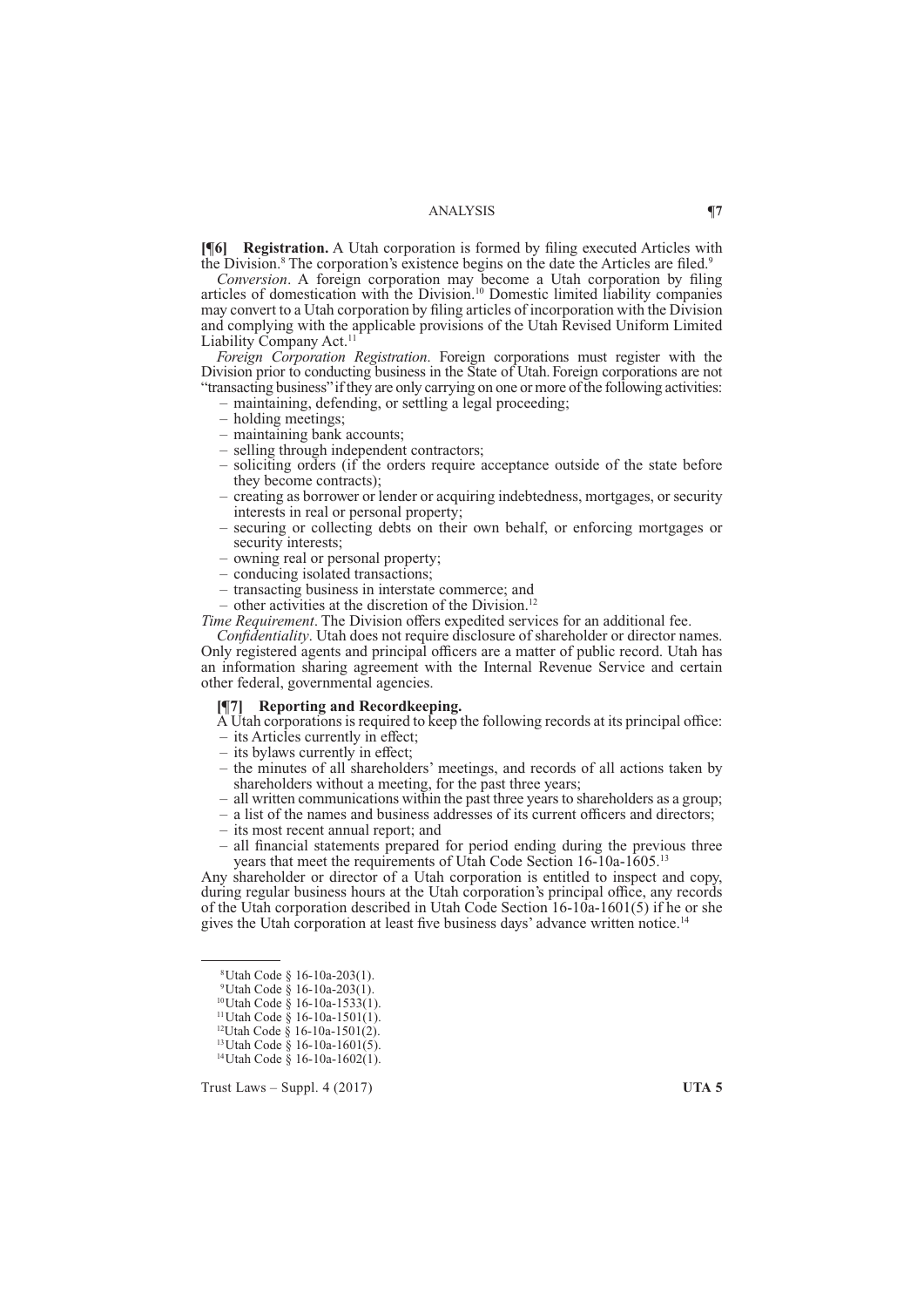**[¶6] Registration.** A Utah corporation is formed by filing executed Articles with the Division.[8] The corporation's existence begins on the date the Articles are filed.[9]

*Conversion*. A foreign corporation may become a Utah corporation by filing articles of domestication with the Division.[10] Domestic limited liability companies may convert to a Utah corporation by filing articles of incorporation with the Division and complying with the applicable provisions of the Utah Revised Uniform Limited Liability Company Act.[11]

*Foreign Corporation Registration*. Foreign corporations must register with the Division prior to conducting business in the State of Utah. Foreign corporations are not "transacting business" if they are only carrying on one or more of the following activities:

- maintaining, defending, or settling a legal proceeding;
- holding meetings;
- maintaining bank accounts;
- selling through independent contractors;
- soliciting orders (if the orders require acceptance outside of the state before they become contracts);
- creating as borrower or lender or acquiring indebtedness, mortgages, or security interests in real or personal property;
- securing or collecting debts on their own behalf, or enforcing mortgages or security interests;
- owning real or personal property;
- conducing isolated transactions;
- transacting business in interstate commerce; and
- other activities at the discretion of the Division.[12]

*Time Requirement*. The Division offers expedited services for an additional fee.

*Confidentiality*. Utah does not require disclosure of shareholder or director names. Only registered agents and principal officers are a matter of public record. Utah has an information sharing agreement with the Internal Revenue Service and certain other federal, governmental agencies.

**[¶7] Reporting and Recordkeeping.**

A Utah corporations is required to keep the following records at its principal office:

- its Articles currently in effect;
- its bylaws currently in effect;
- the minutes of all shareholders' meetings, and records of all actions taken by shareholders without a meeting, for the past three years;
- all written communications within the past three years to shareholders as a group;
- a list of the names and business addresses of its current officers and directors;
- its most recent annual report; and
- all financial statements prepared for period ending during the previous three years that meet the requirements of Utah Code Section 16-10a-1605.[13]

Any shareholder or director of a Utah corporation is entitled to inspect and copy, during regular business hours at the Utah corporation's principal office, any records of the Utah corporation described in Utah Code Section 16-10a-1601(5) if he or she gives the Utah corporation at least five business days' advance written notice.[14]

---

[8] Utah Code § 16-10a-203(1).

[9] Utah Code § 16-10a-203(1).

[10] Utah Code § 16-10a-1533(1).

[11] Utah Code § 16-10a-1501(1).

[12] Utah Code § 16-10a-1501(2).

[13] Utah Code § 16-10a-1601(5).

[14] Utah Code § 16-10a-1602(1).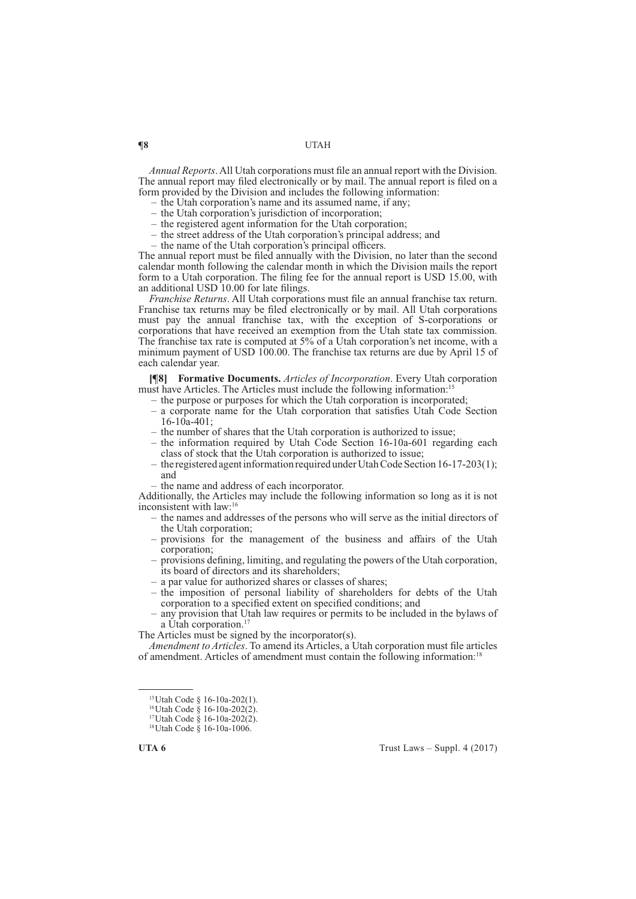*Annual Reports*. All Utah corporations must file an annual report with the Division. The annual report may filed electronically or by mail. The annual report is filed on a form provided by the Division and includes the following information:

- the Utah corporation's name and its assumed name, if any;
- the Utah corporation's jurisdiction of incorporation;
- the registered agent information for the Utah corporation;
- the street address of the Utah corporation's principal address; and
- the name of the Utah corporation's principal officers.

The annual report must be filed annually with the Division, no later than the second calendar month following the calendar month in which the Division mails the report form to a Utah corporation. The filing fee for the annual report is USD 15.00, with an additional USD 10.00 for late filings.

*Franchise Returns*. All Utah corporations must file an annual franchise tax return. Franchise tax returns may be filed electronically or by mail. All Utah corporations must pay the annual franchise tax, with the exception of S-corporations or corporations that have received an exemption from the Utah state tax commission. The franchise tax rate is computed at 5% of a Utah corporation's net income, with a minimum payment of USD 100.00. The franchise tax returns are due by April 15 of each calendar year.

**[¶8] Formative Documents.** *Articles of Incorporation*. Every Utah corporation must have Articles. The Articles must include the following information:[15]

- the purpose or purposes for which the Utah corporation is incorporated;
- a corporate name for the Utah corporation that satisfies Utah Code Section 16-10a-401;
- the number of shares that the Utah corporation is authorized to issue;
- the information required by Utah Code Section 16-10a-601 regarding each class of stock that the Utah corporation is authorized to issue;
- the registered agent information required under Utah Code Section 16-17-203(1); and
- the name and address of each incorporator.

Additionally, the Articles may include the following information so long as it is not inconsistent with law:[16]

- the names and addresses of the persons who will serve as the initial directors of the Utah corporation;
- provisions for the management of the business and affairs of the Utah corporation;
- provisions defining, limiting, and regulating the powers of the Utah corporation, its board of directors and its shareholders;
- a par value for authorized shares or classes of shares;
- the imposition of personal liability of shareholders for debts of the Utah corporation to a specified extent on specified conditions; and
- any provision that Utah law requires or permits to be included in the bylaws of a Utah corporation.[17]

The Articles must be signed by the incorporator(s).

*Amendment to Articles*. To amend its Articles, a Utah corporation must file articles of amendment. Articles of amendment must contain the following information:[18]

---

[15] Utah Code § 16-10a-202(1).

[16] Utah Code § 16-10a-202(2).

[17] Utah Code § 16-10a-202(2).

[18] Utah Code § 16-10a-1006.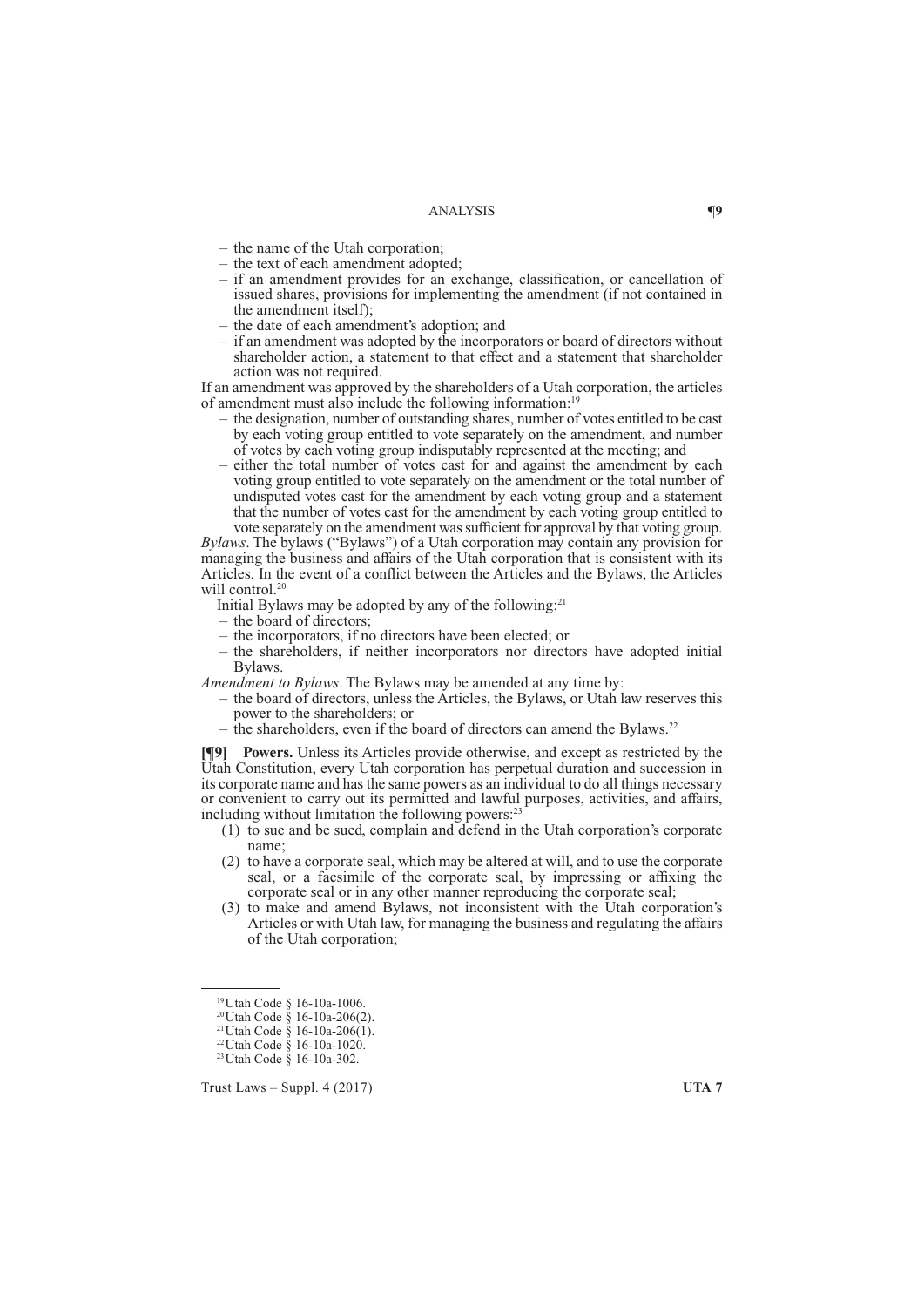- the name of the Utah corporation;
- the text of each amendment adopted;
- if an amendment provides for an exchange, classification, or cancellation of issued shares, provisions for implementing the amendment (if not contained in the amendment itself);
- the date of each amendment's adoption; and
- if an amendment was adopted by the incorporators or board of directors without shareholder action, a statement to that effect and a statement that shareholder action was not required.

If an amendment was approved by the shareholders of a Utah corporation, the articles of amendment must also include the following information:[19]

- the designation, number of outstanding shares, number of votes entitled to be cast by each voting group entitled to vote separately on the amendment, and number of votes by each voting group indisputably represented at the meeting; and
- either the total number of votes cast for and against the amendment by each voting group entitled to vote separately on the amendment or the total number of undisputed votes cast for the amendment by each voting group and a statement that the number of votes cast for the amendment by each voting group entitled to vote separately on the amendment was sufficient for approval by that voting group.

*Bylaws*. The bylaws ("Bylaws") of a Utah corporation may contain any provision for managing the business and affairs of the Utah corporation that is consistent with its Articles. In the event of a conflict between the Articles and the Bylaws, the Articles will control.[20]

Initial Bylaws may be adopted by any of the following:[21]

- the board of directors;
- the incorporators, if no directors have been elected; or
- the shareholders, if neither incorporators nor directors have adopted initial Bylaws.

*Amendment to Bylaws*. The Bylaws may be amended at any time by:

- the board of directors, unless the Articles, the Bylaws, or Utah law reserves this power to the shareholders; or
- the shareholders, even if the board of directors can amend the Bylaws.[22]

**[¶9] Powers.** Unless its Articles provide otherwise, and except as restricted by the Utah Constitution, every Utah corporation has perpetual duration and succession in its corporate name and has the same powers as an individual to do all things necessary or convenient to carry out its permitted and lawful purposes, activities, and affairs, including without limitation the following powers:[23]

(1) to sue and be sued, complain and defend in the Utah corporation's corporate name;

(2) to have a corporate seal, which may be altered at will, and to use the corporate seal, or a facsimile of the corporate seal, by impressing or affixing the corporate seal or in any other manner reproducing the corporate seal;

(3) to make and amend Bylaws, not inconsistent with the Utah corporation's Articles or with Utah law, for managing the business and regulating the affairs of the Utah corporation;

---

[19] Utah Code § 16-10a-1006.
[20] Utah Code § 16-10a-206(2).
[21] Utah Code § 16-10a-206(1).
[22] Utah Code § 16-10a-1020.
[23] Utah Code § 16-10a-302.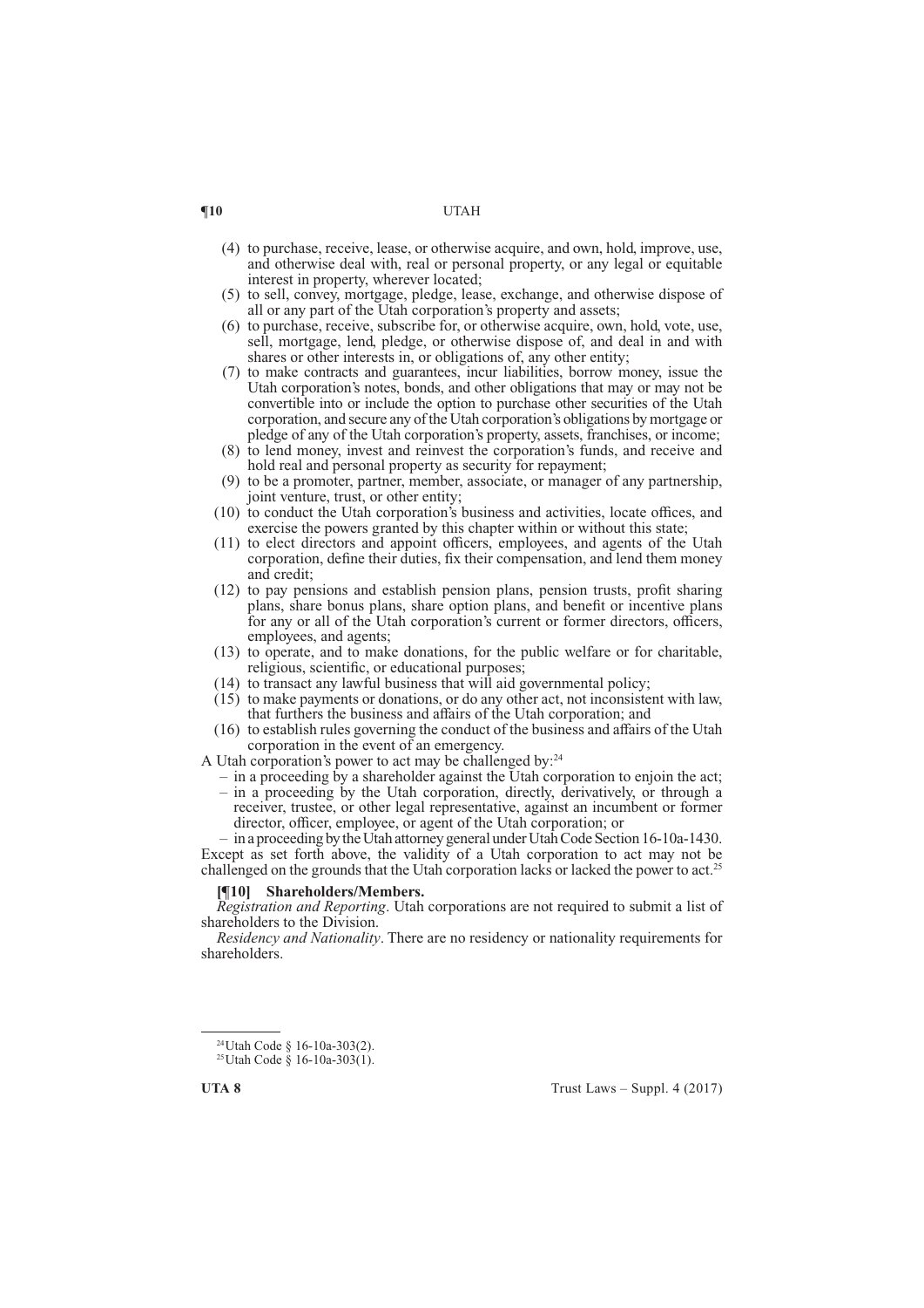(4) to purchase, receive, lease, or otherwise acquire, and own, hold, improve, use, and otherwise deal with, real or personal property, or any legal or equitable interest in property, wherever located;

(5) to sell, convey, mortgage, pledge, lease, exchange, and otherwise dispose of all or any part of the Utah corporation's property and assets;

(6) to purchase, receive, subscribe for, or otherwise acquire, own, hold, vote, use, sell, mortgage, lend, pledge, or otherwise dispose of, and deal in and with shares or other interests in, or obligations of, any other entity;

(7) to make contracts and guarantees, incur liabilities, borrow money, issue the Utah corporation's notes, bonds, and other obligations that may or may not be convertible into or include the option to purchase other securities of the Utah corporation, and secure any of the Utah corporation's obligations by mortgage or pledge of any of the Utah corporation's property, assets, franchises, or income;

(8) to lend money, invest and reinvest the corporation's funds, and receive and hold real and personal property as security for repayment;

(9) to be a promoter, partner, member, associate, or manager of any partnership, joint venture, trust, or other entity;

(10) to conduct the Utah corporation's business and activities, locate offices, and exercise the powers granted by this chapter within or without this state;

(11) to elect directors and appoint officers, employees, and agents of the Utah corporation, define their duties, fix their compensation, and lend them money and credit;

(12) to pay pensions and establish pension plans, pension trusts, profit sharing plans, share bonus plans, share option plans, and benefit or incentive plans for any or all of the Utah corporation's current or former directors, officers, employees, and agents;

(13) to operate, and to make donations, for the public welfare or for charitable, religious, scientific, or educational purposes;

(14) to transact any lawful business that will aid governmental policy;

(15) to make payments or donations, or do any other act, not inconsistent with law, that furthers the business and affairs of the Utah corporation; and

(16) to establish rules governing the conduct of the business and affairs of the Utah corporation in the event of an emergency.

A Utah corporation's power to act may be challenged by:[24]

– in a proceeding by a shareholder against the Utah corporation to enjoin the act;
– in a proceeding by the Utah corporation, directly, derivatively, or through a receiver, trustee, or other legal representative, against an incumbent or former director, officer, employee, or agent of the Utah corporation; or
– in a proceeding by the Utah attorney general under Utah Code Section 16-10a-1430.

Except as set forth above, the validity of a Utah corporation to act may not be challenged on the grounds that the Utah corporation lacks or lacked the power to act.[25]

**[¶10] Shareholders/Members.**

*Registration and Reporting*. Utah corporations are not required to submit a list of shareholders to the Division.

*Residency and Nationality*. There are no residency or nationality requirements for shareholders.

[24] Utah Code § 16-10a-303(2).
[25] Utah Code § 16-10a-303(1).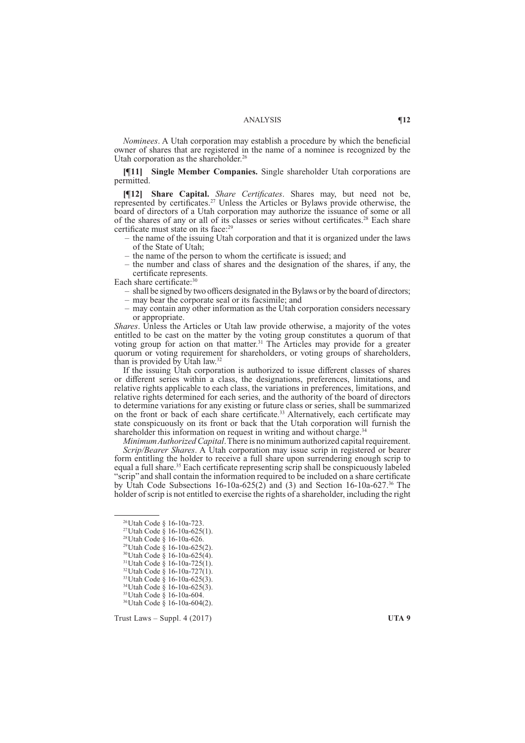*Nominees*. A Utah corporation may establish a procedure by which the beneficial owner of shares that are registered in the name of a nominee is recognized by the Utah corporation as the shareholder.[26]

**[¶11] Single Member Companies.** Single shareholder Utah corporations are permitted.

**[¶12] Share Capital.** *Share Certificates*. Shares may, but need not be, represented by certificates.[27] Unless the Articles or Bylaws provide otherwise, the board of directors of a Utah corporation may authorize the issuance of some or all of the shares of any or all of its classes or series without certificates.[28] Each share certificate must state on its face:[29]

- the name of the issuing Utah corporation and that it is organized under the laws of the State of Utah;
- the name of the person to whom the certificate is issued; and
- the number and class of shares and the designation of the shares, if any, the certificate represents.

Each share certificate:[30]

- shall be signed by two officers designated in the Bylaws or by the board of directors;
- may bear the corporate seal or its facsimile; and
- may contain any other information as the Utah corporation considers necessary or appropriate.

*Shares*. Unless the Articles or Utah law provide otherwise, a majority of the votes entitled to be cast on the matter by the voting group constitutes a quorum of that voting group for action on that matter.[31] The Articles may provide for a greater quorum or voting requirement for shareholders, or voting groups of shareholders, than is provided by Utah law.[32]

If the issuing Utah corporation is authorized to issue different classes of shares or different series within a class, the designations, preferences, limitations, and relative rights applicable to each class, the variations in preferences, limitations, and relative rights determined for each series, and the authority of the board of directors to determine variations for any existing or future class or series, shall be summarized on the front or back of each share certificate.[33] Alternatively, each certificate may state conspicuously on its front or back that the Utah corporation will furnish the shareholder this information on request in writing and without charge.[34]

*Minimum Authorized Capital*. There is no minimum authorized capital requirement.

*Scrip/Bearer Shares*. A Utah corporation may issue scrip in registered or bearer form entitling the holder to receive a full share upon surrendering enough scrip to equal a full share.[35] Each certificate representing scrip shall be conspicuously labeled "scrip" and shall contain the information required to be included on a share certificate by Utah Code Subsections 16-10a-625(2) and (3) and Section 16-10a-627.[36] The holder of scrip is not entitled to exercise the rights of a shareholder, including the right

---

[26] Utah Code § 16-10a-723.
[27] Utah Code § 16-10a-625(1).
[28] Utah Code § 16-10a-626.
[29] Utah Code § 16-10a-625(2).
[30] Utah Code § 16-10a-625(4).
[31] Utah Code § 16-10a-725(1).
[32] Utah Code § 16-10a-727(1).
[33] Utah Code § 16-10a-625(3).
[34] Utah Code § 16-10a-625(3).
[35] Utah Code § 16-10a-604.
[36] Utah Code § 16-10a-604(2).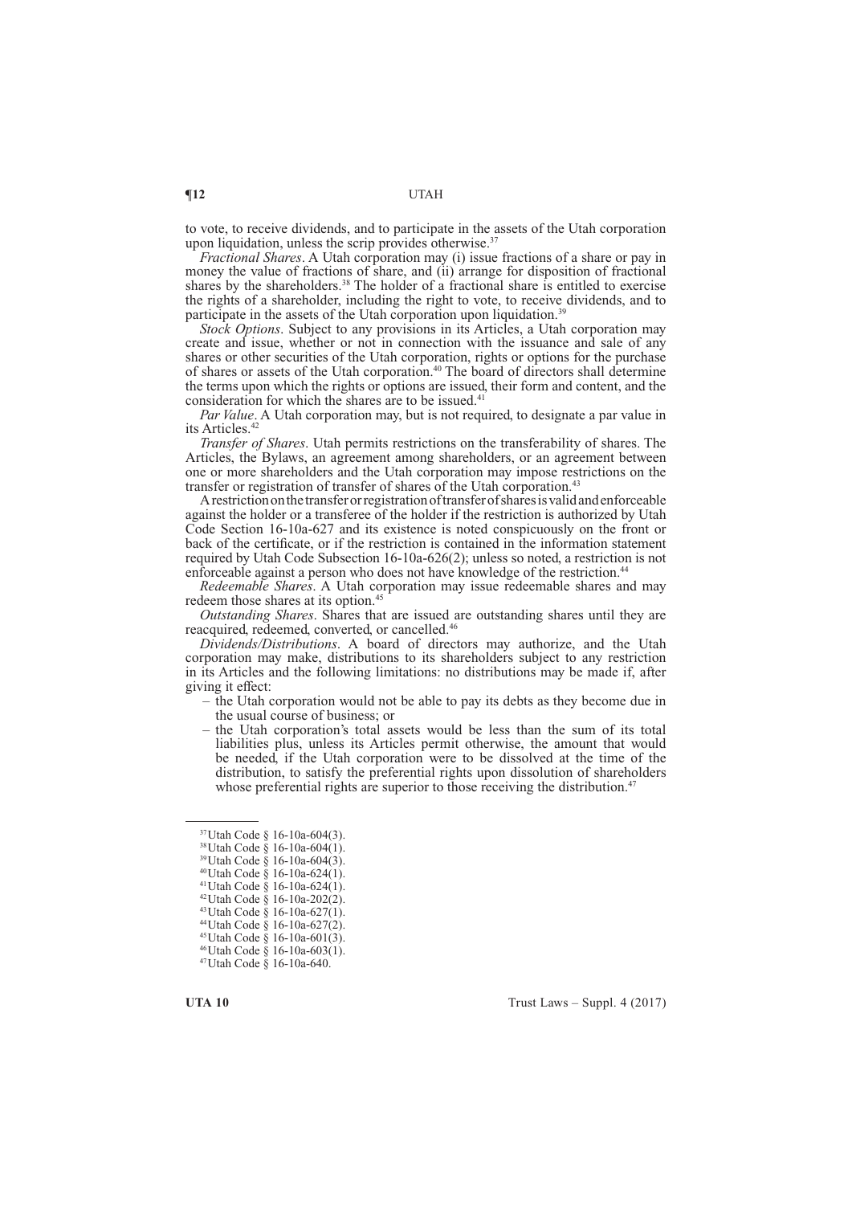to vote, to receive dividends, and to participate in the assets of the Utah corporation upon liquidation, unless the scrip provides otherwise.[37]

*Fractional Shares*. A Utah corporation may (i) issue fractions of a share or pay in money the value of fractions of share, and (ii) arrange for disposition of fractional shares by the shareholders.[38] The holder of a fractional share is entitled to exercise the rights of a shareholder, including the right to vote, to receive dividends, and to participate in the assets of the Utah corporation upon liquidation.[39]

*Stock Options*. Subject to any provisions in its Articles, a Utah corporation may create and issue, whether or not in connection with the issuance and sale of any shares or other securities of the Utah corporation, rights or options for the purchase of shares or assets of the Utah corporation.[40] The board of directors shall determine the terms upon which the rights or options are issued, their form and content, and the consideration for which the shares are to be issued.[41]

*Par Value*. A Utah corporation may, but is not required, to designate a par value in its Articles.[42]

*Transfer of Shares*. Utah permits restrictions on the transferability of shares. The Articles, the Bylaws, an agreement among shareholders, or an agreement between one or more shareholders and the Utah corporation may impose restrictions on the transfer or registration of transfer of shares of the Utah corporation.[43]

A restriction on the transfer or registration of transfer of shares is valid and enforceable against the holder or a transferee of the holder if the restriction is authorized by Utah Code Section 16-10a-627 and its existence is noted conspicuously on the front or back of the certificate, or if the restriction is contained in the information statement required by Utah Code Subsection 16-10a-626(2); unless so noted, a restriction is not enforceable against a person who does not have knowledge of the restriction.[44]

*Redeemable Shares*. A Utah corporation may issue redeemable shares and may redeem those shares at its option.[45]

*Outstanding Shares*. Shares that are issued are outstanding shares until they are reacquired, redeemed, converted, or cancelled.[46]

*Dividends/Distributions*. A board of directors may authorize, and the Utah corporation may make, distributions to its shareholders subject to any restriction in its Articles and the following limitations: no distributions may be made if, after giving it effect:

- the Utah corporation would not be able to pay its debts as they become due in the usual course of business; or
- the Utah corporation's total assets would be less than the sum of its total liabilities plus, unless its Articles permit otherwise, the amount that would be needed, if the Utah corporation were to be dissolved at the time of the distribution, to satisfy the preferential rights upon dissolution of shareholders whose preferential rights are superior to those receiving the distribution.[47]

---

[37] Utah Code § 16-10a-604(3).
[38] Utah Code § 16-10a-604(1).
[39] Utah Code § 16-10a-604(3).
[40] Utah Code § 16-10a-624(1).
[41] Utah Code § 16-10a-624(1).
[42] Utah Code § 16-10a-202(2).
[43] Utah Code § 16-10a-627(1).
[44] Utah Code § 16-10a-627(2).
[45] Utah Code § 16-10a-601(3).
[46] Utah Code § 16-10a-603(1).
[47] Utah Code § 16-10a-640.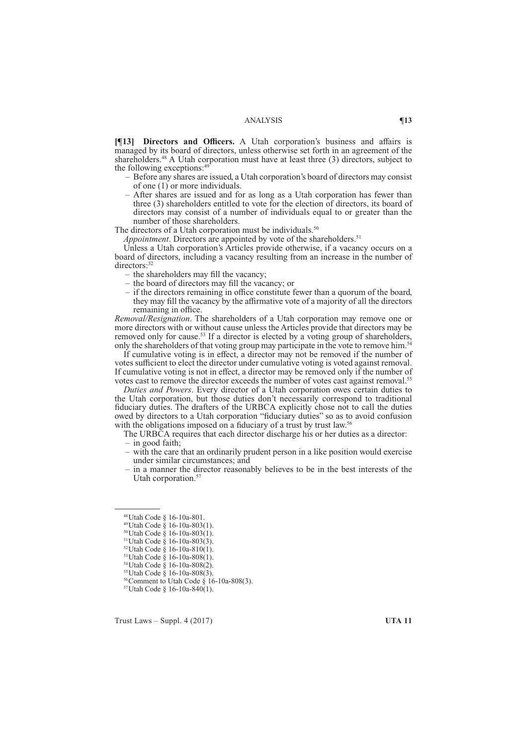**[¶13] Directors and Officers.** A Utah corporation's business and affairs is managed by its board of directors, unless otherwise set forth in an agreement of the shareholders.[48] A Utah corporation must have at least three (3) directors, subject to the following exceptions:[49]

- Before any shares are issued, a Utah corporation's board of directors may consist of one (1) or more individuals.
- After shares are issued and for as long as a Utah corporation has fewer than three (3) shareholders entitled to vote for the election of directors, its board of directors may consist of a number of individuals equal to or greater than the number of those shareholders.

The directors of a Utah corporation must be individuals.[50]

*Appointment*. Directors are appointed by vote of the shareholders.[51]

Unless a Utah corporation's Articles provide otherwise, if a vacancy occurs on a board of directors, including a vacancy resulting from an increase in the number of directors:[52]

- the shareholders may fill the vacancy;
- the board of directors may fill the vacancy; or
- if the directors remaining in office constitute fewer than a quorum of the board, they may fill the vacancy by the affirmative vote of a majority of all the directors remaining in office.

*Removal/Resignation*. The shareholders of a Utah corporation may remove one or more directors with or without cause unless the Articles provide that directors may be removed only for cause.[53] If a director is elected by a voting group of shareholders, only the shareholders of that voting group may participate in the vote to remove him.[54]

If cumulative voting is in effect, a director may not be removed if the number of votes sufficient to elect the director under cumulative voting is voted against removal. If cumulative voting is not in effect, a director may be removed only if the number of votes cast to remove the director exceeds the number of votes cast against removal.[55]

*Duties and Powers*. Every director of a Utah corporation owes certain duties to the Utah corporation, but those duties don't necessarily correspond to traditional fiduciary duties. The drafters of the URBCA explicitly chose not to call the duties owed by directors to a Utah corporation "fiduciary duties" so as to avoid confusion with the obligations imposed on a fiduciary of a trust by trust law.[56]

The URBCA requires that each director discharge his or her duties as a director:

- in good faith;
- with the care that an ordinarily prudent person in a like position would exercise under similar circumstances; and
- in a manner the director reasonably believes to be in the best interests of the Utah corporation.[57]

---

[48] Utah Code § 16-10a-801.

[49] Utah Code § 16-10a-803(1).

[50] Utah Code § 16-10a-803(1).

[51] Utah Code § 16-10a-803(3).

[52] Utah Code § 16-10a-810(1).

[53] Utah Code § 16-10a-808(1).

[54] Utah Code § 16-10a-808(2).

[55] Utah Code § 16-10a-808(3).

[56] Comment to Utah Code § 16-10a-808(3).

[57] Utah Code § 16-10a-840(1).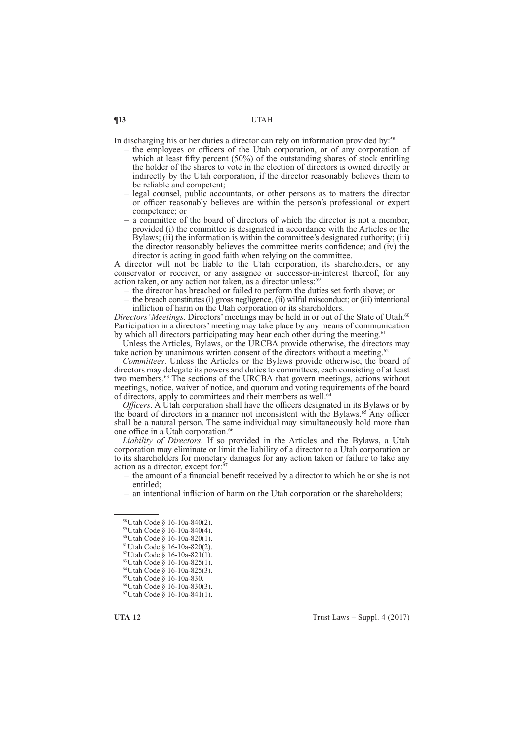In discharging his or her duties a director can rely on information provided by:[58]

- the employees or officers of the Utah corporation, or of any corporation of which at least fifty percent (50%) of the outstanding shares of stock entitling the holder of the shares to vote in the election of directors is owned directly or indirectly by the Utah corporation, if the director reasonably believes them to be reliable and competent;
- legal counsel, public accountants, or other persons as to matters the director or officer reasonably believes are within the person's professional or expert competence; or
- a committee of the board of directors of which the director is not a member, provided (i) the committee is designated in accordance with the Articles or the Bylaws; (ii) the information is within the committee's designated authority; (iii) the director reasonably believes the committee merits confidence; and (iv) the director is acting in good faith when relying on the committee.

A director will not be liable to the Utah corporation, its shareholders, or any conservator or receiver, or any assignee or successor-in-interest thereof, for any action taken, or any action not taken, as a director unless:[59]

- the director has breached or failed to perform the duties set forth above; or
- the breach constitutes (i) gross negligence, (ii) wilful misconduct; or (iii) intentional infliction of harm on the Utah corporation or its shareholders.

*Directors' Meetings*. Directors' meetings may be held in or out of the State of Utah.[60] Participation in a directors' meeting may take place by any means of communication by which all directors participating may hear each other during the meeting.[61]

Unless the Articles, Bylaws, or the URCBA provide otherwise, the directors may take action by unanimous written consent of the directors without a meeting.[62]

*Committees*. Unless the Articles or the Bylaws provide otherwise, the board of directors may delegate its powers and duties to committees, each consisting of at least two members.[63] The sections of the URCBA that govern meetings, actions without meetings, notice, waiver of notice, and quorum and voting requirements of the board of directors, apply to committees and their members as well.[64]

*Officers*. A Utah corporation shall have the officers designated in its Bylaws or by the board of directors in a manner not inconsistent with the Bylaws.[65] Any officer shall be a natural person. The same individual may simultaneously hold more than one office in a Utah corporation.[66]

*Liability of Directors*. If so provided in the Articles and the Bylaws, a Utah corporation may eliminate or limit the liability of a director to a Utah corporation or to its shareholders for monetary damages for any action taken or failure to take any action as a director, except for:[67]

- the amount of a financial benefit received by a director to which he or she is not entitled;
- an intentional infliction of harm on the Utah corporation or the shareholders;

---

[58] Utah Code § 16-10a-840(2).
[59] Utah Code § 16-10a-840(4).
[60] Utah Code § 16-10a-820(1).
[61] Utah Code § 16-10a-820(2).
[62] Utah Code § 16-10a-821(1).
[63] Utah Code § 16-10a-825(1).
[64] Utah Code § 16-10a-825(3).
[65] Utah Code § 16-10a-830.
[66] Utah Code § 16-10a-830(3).
[67] Utah Code § 16-10a-841(1).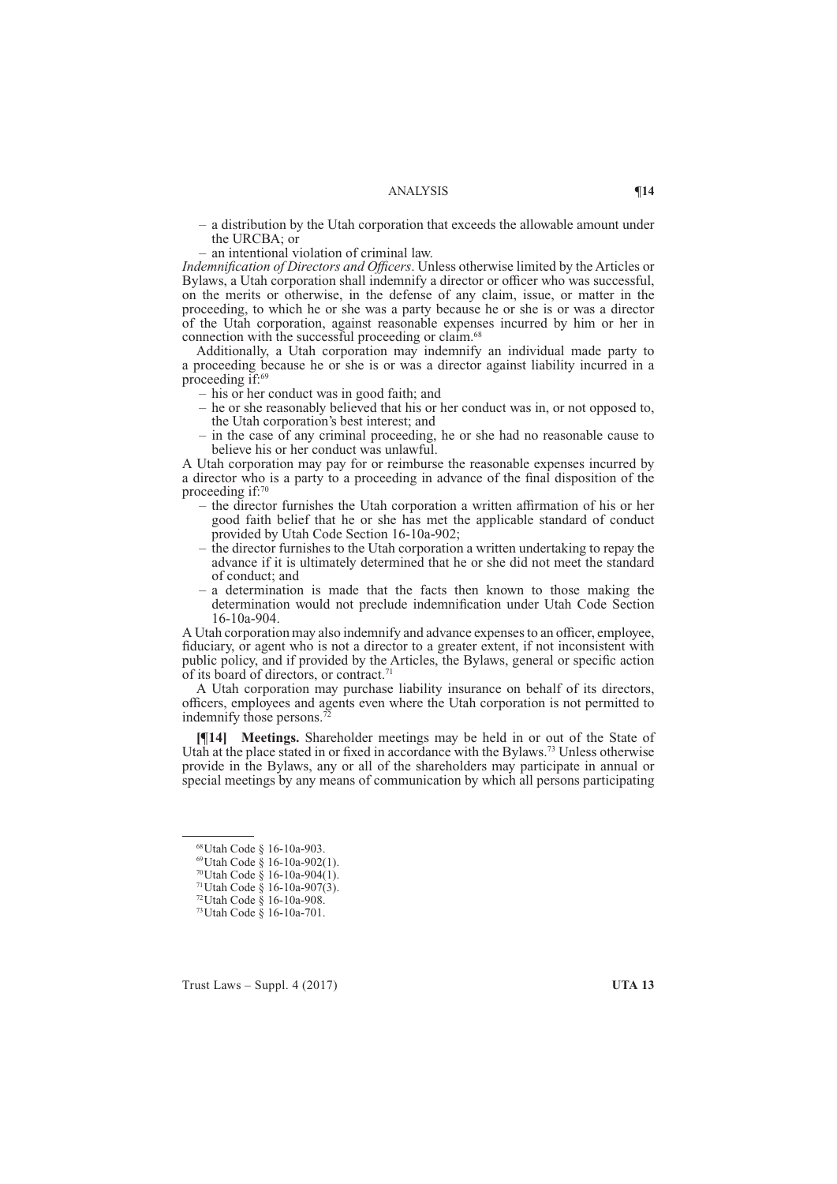- a distribution by the Utah corporation that exceeds the allowable amount under the URCBA; or
- an intentional violation of criminal law.

*Indemnification of Directors and Officers*. Unless otherwise limited by the Articles or Bylaws, a Utah corporation shall indemnify a director or officer who was successful, on the merits or otherwise, in the defense of any claim, issue, or matter in the proceeding, to which he or she was a party because he or she is or was a director of the Utah corporation, against reasonable expenses incurred by him or her in connection with the successful proceeding or claim.[68]

Additionally, a Utah corporation may indemnify an individual made party to a proceeding because he or she is or was a director against liability incurred in a proceeding if:[69]

- his or her conduct was in good faith; and
- he or she reasonably believed that his or her conduct was in, or not opposed to, the Utah corporation's best interest; and
- in the case of any criminal proceeding, he or she had no reasonable cause to believe his or her conduct was unlawful.

A Utah corporation may pay for or reimburse the reasonable expenses incurred by a director who is a party to a proceeding in advance of the final disposition of the proceeding if:[70]

- the director furnishes the Utah corporation a written affirmation of his or her good faith belief that he or she has met the applicable standard of conduct provided by Utah Code Section 16-10a-902;
- the director furnishes to the Utah corporation a written undertaking to repay the advance if it is ultimately determined that he or she did not meet the standard of conduct; and
- a determination is made that the facts then known to those making the determination would not preclude indemnification under Utah Code Section 16-10a-904.

A Utah corporation may also indemnify and advance expenses to an officer, employee, fiduciary, or agent who is not a director to a greater extent, if not inconsistent with public policy, and if provided by the Articles, the Bylaws, general or specific action of its board of directors, or contract.[71]

A Utah corporation may purchase liability insurance on behalf of its directors, officers, employees and agents even where the Utah corporation is not permitted to indemnify those persons.[72]

**[¶14] Meetings.** Shareholder meetings may be held in or out of the State of Utah at the place stated in or fixed in accordance with the Bylaws.[73] Unless otherwise provide in the Bylaws, any or all of the shareholders may participate in annual or special meetings by any means of communication by which all persons participating

---

[68] Utah Code § 16-10a-903.

[69] Utah Code § 16-10a-902(1).

[70] Utah Code § 16-10a-904(1).

[71] Utah Code § 16-10a-907(3).

[72] Utah Code § 16-10a-908.

[73] Utah Code § 16-10a-701.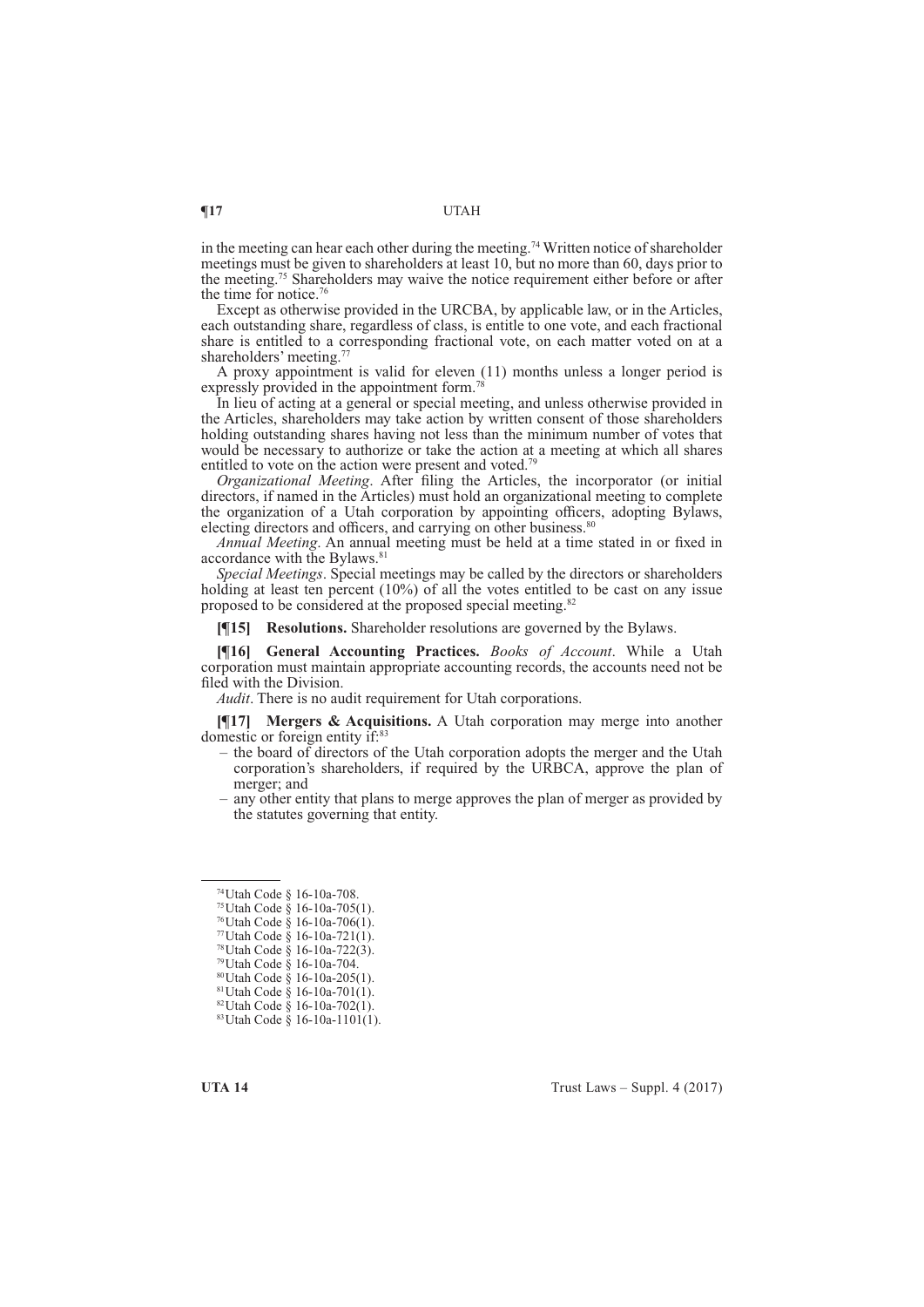in the meeting can hear each other during the meeting.[74] Written notice of shareholder meetings must be given to shareholders at least 10, but no more than 60, days prior to the meeting.[75] Shareholders may waive the notice requirement either before or after the time for notice.[76]

Except as otherwise provided in the URCBA, by applicable law, or in the Articles, each outstanding share, regardless of class, is entitle to one vote, and each fractional share is entitled to a corresponding fractional vote, on each matter voted on at a shareholders' meeting.[77]

A proxy appointment is valid for eleven (11) months unless a longer period is expressly provided in the appointment form.[78]

In lieu of acting at a general or special meeting, and unless otherwise provided in the Articles, shareholders may take action by written consent of those shareholders holding outstanding shares having not less than the minimum number of votes that would be necessary to authorize or take the action at a meeting at which all shares entitled to vote on the action were present and voted.[79]

*Organizational Meeting*. After filing the Articles, the incorporator (or initial directors, if named in the Articles) must hold an organizational meeting to complete the organization of a Utah corporation by appointing officers, adopting Bylaws, electing directors and officers, and carrying on other business.[80]

*Annual Meeting*. An annual meeting must be held at a time stated in or fixed in accordance with the Bylaws.[81]

*Special Meetings*. Special meetings may be called by the directors or shareholders holding at least ten percent (10%) of all the votes entitled to be cast on any issue proposed to be considered at the proposed special meeting.[82]

**[¶15] Resolutions.** Shareholder resolutions are governed by the Bylaws.

**[¶16] General Accounting Practices.** *Books of Account*. While a Utah corporation must maintain appropriate accounting records, the accounts need not be filed with the Division.

*Audit*. There is no audit requirement for Utah corporations.

**[¶17] Mergers & Acquisitions.** A Utah corporation may merge into another domestic or foreign entity if:[83]

– the board of directors of the Utah corporation adopts the merger and the Utah corporation's shareholders, if required by the URBCA, approve the plan of merger; and
– any other entity that plans to merge approves the plan of merger as provided by the statutes governing that entity.

---

[74] Utah Code § 16-10a-708.
[75] Utah Code § 16-10a-705(1).
[76] Utah Code § 16-10a-706(1).
[77] Utah Code § 16-10a-721(1).
[78] Utah Code § 16-10a-722(3).
[79] Utah Code § 16-10a-704.
[80] Utah Code § 16-10a-205(1).
[81] Utah Code § 16-10a-701(1).
[82] Utah Code § 16-10a-702(1).
[83] Utah Code § 16-10a-1101(1).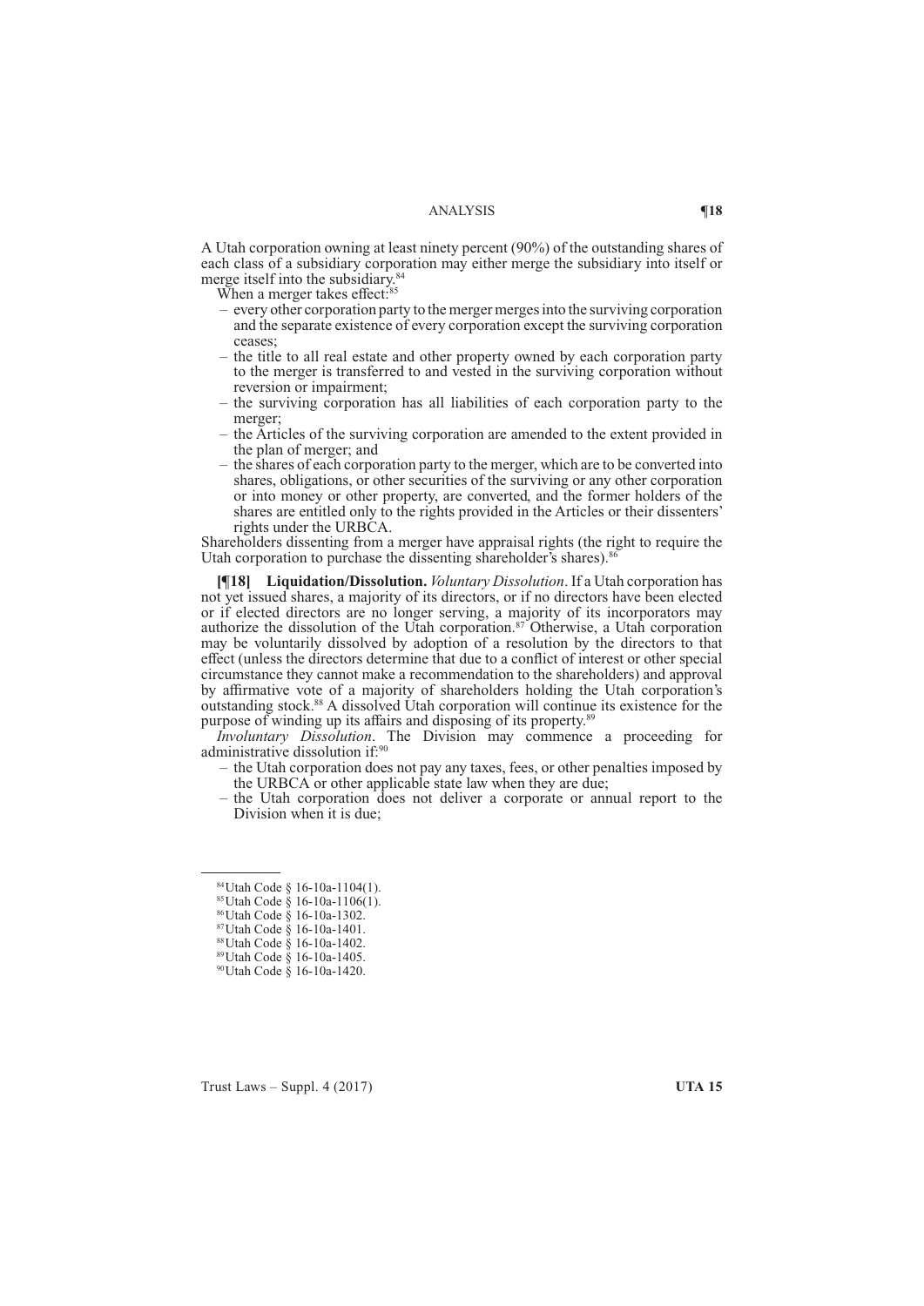A Utah corporation owning at least ninety percent (90%) of the outstanding shares of each class of a subsidiary corporation may either merge the subsidiary into itself or merge itself into the subsidiary.[84]

When a merger takes effect:[85]

- every other corporation party to the merger merges into the surviving corporation and the separate existence of every corporation except the surviving corporation ceases;
- the title to all real estate and other property owned by each corporation party to the merger is transferred to and vested in the surviving corporation without reversion or impairment;
- the surviving corporation has all liabilities of each corporation party to the merger;
- the Articles of the surviving corporation are amended to the extent provided in the plan of merger; and
- the shares of each corporation party to the merger, which are to be converted into shares, obligations, or other securities of the surviving or any other corporation or into money or other property, are converted, and the former holders of the shares are entitled only to the rights provided in the Articles or their dissenters' rights under the URBCA.

Shareholders dissenting from a merger have appraisal rights (the right to require the Utah corporation to purchase the dissenting shareholder's shares).[86]

**[¶18] Liquidation/Dissolution.** *Voluntary Dissolution*. If a Utah corporation has not yet issued shares, a majority of its directors, or if no directors have been elected or if elected directors are no longer serving, a majority of its incorporators may authorize the dissolution of the Utah corporation.[87] Otherwise, a Utah corporation may be voluntarily dissolved by adoption of a resolution by the directors to that effect (unless the directors determine that due to a conflict of interest or other special circumstance they cannot make a recommendation to the shareholders) and approval by affirmative vote of a majority of shareholders holding the Utah corporation's outstanding stock.[88] A dissolved Utah corporation will continue its existence for the purpose of winding up its affairs and disposing of its property.[89]

*Involuntary Dissolution*. The Division may commence a proceeding for administrative dissolution if:[90]

- the Utah corporation does not pay any taxes, fees, or other penalties imposed by the URBCA or other applicable state law when they are due;
- the Utah corporation does not deliver a corporate or annual report to the Division when it is due;

---

[84] Utah Code § 16-10a-1104(1).
[85] Utah Code § 16-10a-1106(1).
[86] Utah Code § 16-10a-1302.
[87] Utah Code § 16-10a-1401.
[88] Utah Code § 16-10a-1402.
[89] Utah Code § 16-10a-1405.
[90] Utah Code § 16-10a-1420.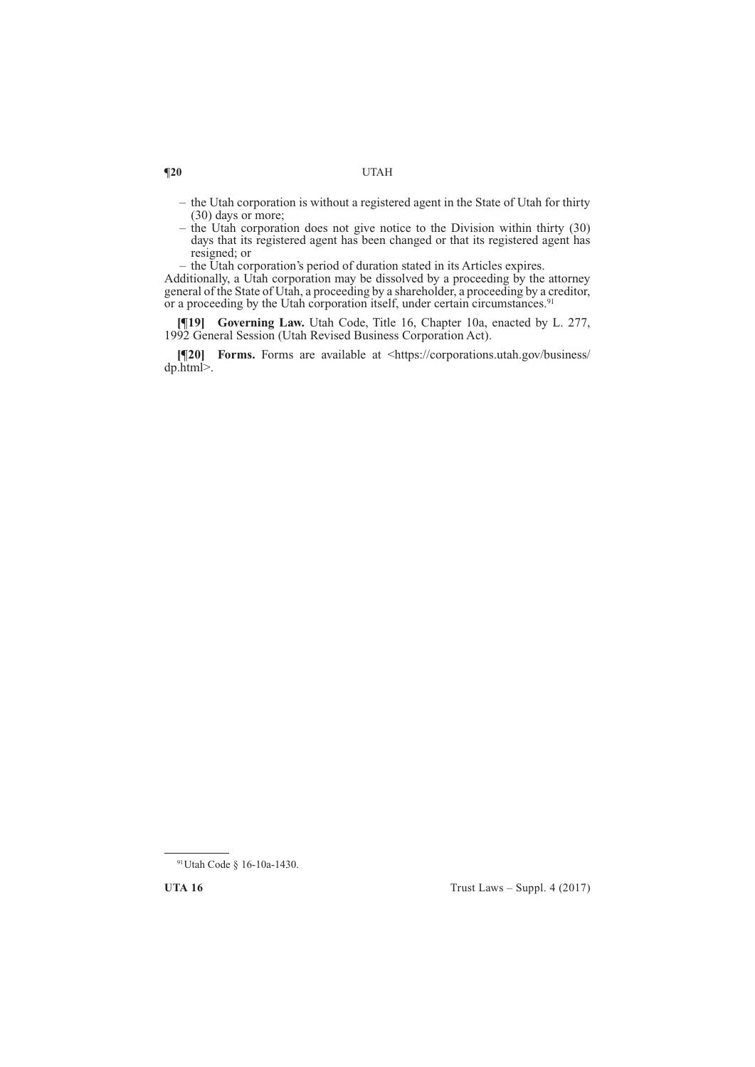- the Utah corporation is without a registered agent in the State of Utah for thirty (30) days or more;
- the Utah corporation does not give notice to the Division within thirty (30) days that its registered agent has been changed or that its registered agent has resigned; or
- the Utah corporation's period of duration stated in its Articles expires.

Additionally, a Utah corporation may be dissolved by a proceeding by the attorney general of the State of Utah, a proceeding by a shareholder, a proceeding by a creditor, or a proceeding by the Utah corporation itself, under certain circumstances.[91]

**[¶19] Governing Law.** Utah Code, Title 16, Chapter 10a, enacted by L. 277, 1992 General Session (Utah Revised Business Corporation Act).

**[¶20] Forms.** Forms are available at <https://corporations.utah.gov/business/dp.html>.

---

[91] Utah Code § 16-10a-1430.